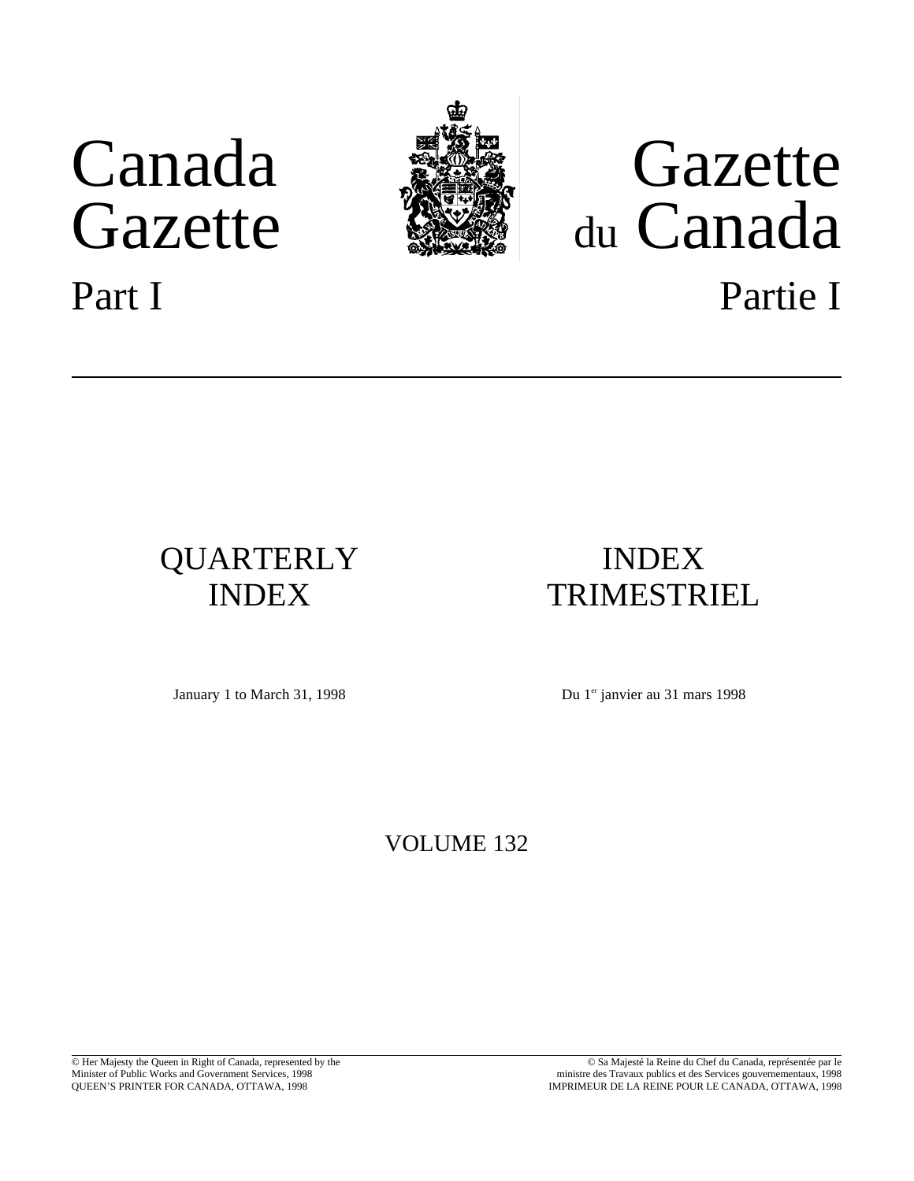# Canada Gazette

## Part I

# Gazette du Canada

## Partie I

---

## QUARTERLY INDEX

January 1 to March 31, 1998

## INDEX TRIMESTRIEL

Du 1[er] janvier au 31 mars 1998

VOLUME 132

---

© Her Majesty the Queen in Right of Canada, represented by the Minister of Public Works and Government Services, 1998
QUEEN'S PRINTER FOR CANADA, OTTAWA, 1998

© Sa Majesté la Reine du Chef du Canada, représentée par le ministre des Travaux publics et des Services gouvernementaux, 1998
IMPRIMEUR DE LA REINE POUR LE CANADA, OTTAWA, 1998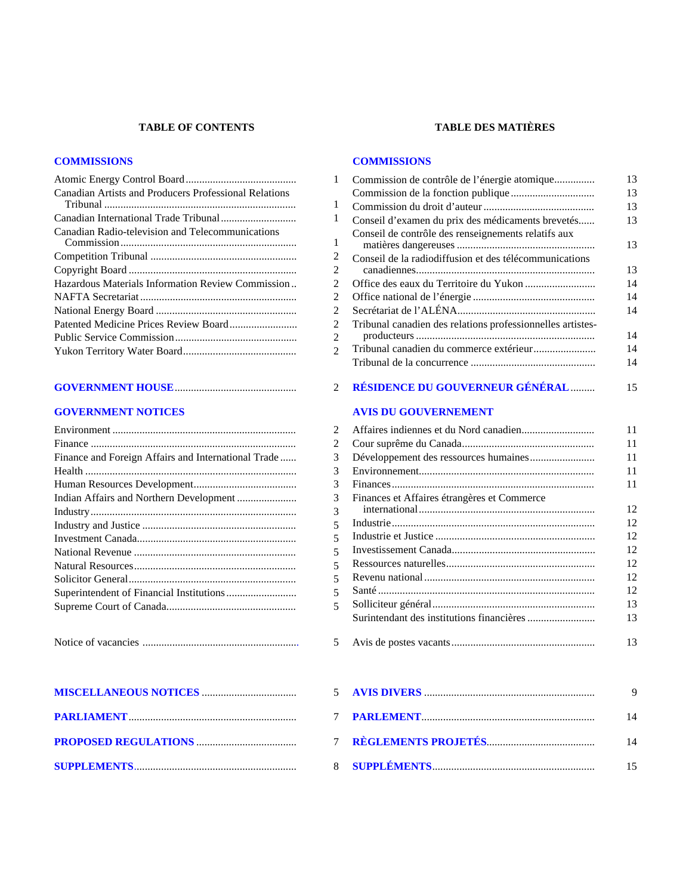## TABLE OF CONTENTS

### COMMISSIONS

| | |
|---|---|
| Atomic Energy Control Board | 1 |
| Canadian Artists and Producers Professional Relations Tribunal | 1 |
| Canadian International Trade Tribunal | 1 |
| Canadian Radio-television and Telecommunications Commission | 1 |
| Competition Tribunal | 2 |
| Copyright Board | 2 |
| Hazardous Materials Information Review Commission | 2 |
| NAFTA Secretariat | 2 |
| National Energy Board | 2 |
| Patented Medicine Prices Review Board | 2 |
| Public Service Commission | 2 |
| Yukon Territory Water Board | 2 |

### GOVERNMENT HOUSE .................. 2

### GOVERNMENT NOTICES

| | |
|---|---|
| Environment | 2 |
| Finance | 2 |
| Finance and Foreign Affairs and International Trade | 3 |
| Health | 3 |
| Human Resources Development | 3 |
| Indian Affairs and Northern Development | 3 |
| Industry | 3 |
| Industry and Justice | 5 |
| Investment Canada | 5 |
| National Revenue | 5 |
| Natural Resources | 5 |
| Solicitor General | 5 |
| Superintendent of Financial Institutions | 5 |
| Supreme Court of Canada | 5 |

| | |
|---|---|
| Notice of vacancies | 5 |

### MISCELLANEOUS NOTICES .................. 5

### PARLIAMENT .................. 7

### PROPOSED REGULATIONS .................. 7

### SUPPLEMENTS .................. 8

## TABLE DES MATIÈRES

### COMMISSIONS

| | |
|---|---|
| Commission de contrôle de l'énergie atomique | 13 |
| Commission de la fonction publique | 13 |
| Commission du droit d'auteur | 13 |
| Conseil d'examen du prix des médicaments brevetés | 13 |
| Conseil de contrôle des renseignements relatifs aux matières dangereuses | 13 |
| Conseil de la radiodiffusion et des télécommunications canadiennes | 13 |
| Office des eaux du Territoire du Yukon | 14 |
| Office national de l'énergie | 14 |
| Secrétariat de l'ALÉNA | 14 |
| Tribunal canadien des relations professionnelles artistes-producteurs | 14 |
| Tribunal canadien du commerce extérieur | 14 |
| Tribunal de la concurrence | 14 |

### RÉSIDENCE DU GOUVERNEUR GÉNÉRAL .................. 15

### AVIS DU GOUVERNEMENT

| | |
|---|---|
| Affaires indiennes et du Nord canadien | 11 |
| Cour suprême du Canada | 11 |
| Développement des ressources humaines | 11 |
| Environnement | 11 |
| Finances | 11 |
| Finances et Affaires étrangères et Commerce international | 12 |
| Industrie | 12 |
| Industrie et Justice | 12 |
| Investissement Canada | 12 |
| Ressources naturelles | 12 |
| Revenu national | 12 |
| Santé | 12 |
| Solliciteur général | 13 |
| Surintendant des institutions financières | 13 |

| | |
|---|---|
| Avis de postes vacants | 13 |

### AVIS DIVERS .................. 9

### PARLEMENT .................. 14

### RÈGLEMENTS PROJETÉS .................. 14

### SUPPLÉMENTS .................. 15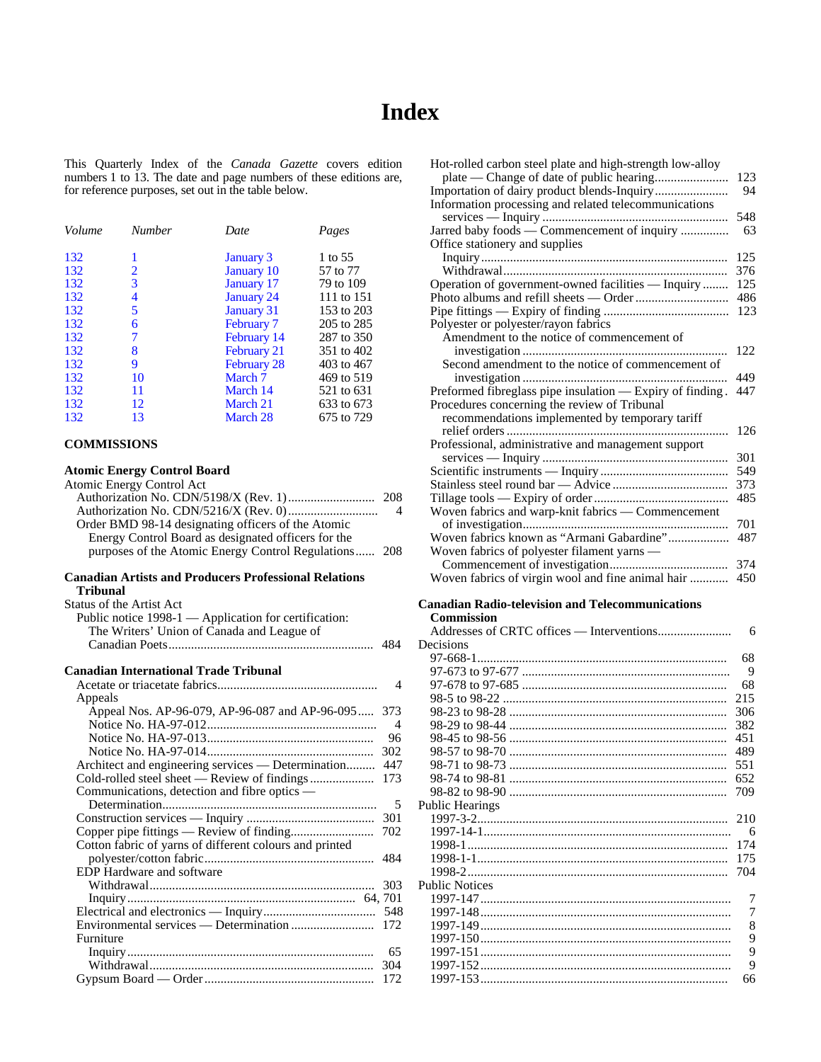# Index

This Quarterly Index of the *Canada Gazette* covers edition numbers 1 to 13. The date and page numbers of these editions are, for reference purposes, set out in the table below.

| *Volume* | *Number* | *Date* | *Pages* |
|---|---|---|---|
| 132 | 1 | January 3 | 1 to 55 |
| 132 | 2 | January 10 | 57 to 77 |
| 132 | 3 | January 17 | 79 to 109 |
| 132 | 4 | January 24 | 111 to 151 |
| 132 | 5 | January 31 | 153 to 203 |
| 132 | 6 | February 7 | 205 to 285 |
| 132 | 7 | February 14 | 287 to 350 |
| 132 | 8 | February 21 | 351 to 402 |
| 132 | 9 | February 28 | 403 to 467 |
| 132 | 10 | March 7 | 469 to 519 |
| 132 | 11 | March 14 | 521 to 631 |
| 132 | 12 | March 21 | 633 to 673 |
| 132 | 13 | March 28 | 675 to 729 |

## COMMISSIONS

**Atomic Energy Control Board**

Atomic Energy Control Act
- Authorization No. CDN/5198/X (Rev. 1)........................... 208
- Authorization No. CDN/5216/X (Rev. 0)............................ 4
- Order BMD 98-14 designating officers of the Atomic Energy Control Board as designated officers for the purposes of the Atomic Energy Control Regulations...... 208

**Canadian Artists and Producers Professional Relations Tribunal**

Status of the Artist Act
- Public notice 1998-1 — Application for certification: The Writers' Union of Canada and League of Canadian Poets............................................................... 484

**Canadian International Trade Tribunal**

- Acetate or triacetate fabrics................................................. 4
- Appeals
  - Appeal Nos. AP-96-079, AP-96-087 and AP-96-095..... 373
  - Notice No. HA-97-012.................................................... 4
  - Notice No. HA-97-013.................................................... 96
  - Notice No. HA-97-014.................................................... 302
- Architect and engineering services — Determination......... 447
- Cold-rolled steel sheet — Review of findings.................... 173
- Communications, detection and fibre optics — Determination.................................................................. 5
- Construction services — Inquiry ........................................ 301
- Copper pipe fittings — Review of finding.......................... 702
- Cotton fabric of yarns of different colours and printed polyester/cotton fabric.................................................... 484
- EDP Hardware and software
  - Withdrawal..................................................................... 303
  - Inquiry...................................................................... 64, 701
- Electrical and electronics — Inquiry.................................. 548
- Environmental services — Determination .......................... 172
- Furniture
  - Inquiry............................................................................ 65
  - Withdrawal..................................................................... 304
- Gypsum Board — Order..................................................... 172
- Hot-rolled carbon steel plate and high-strength low-alloy plate — Change of date of public hearing....................... 123
- Importation of dairy product blends-Inquiry....................... 94
- Information processing and related telecommunications services — Inquiry ......................................................... 548
- Jarred baby foods — Commencement of inquiry .............. 63
- Office stationery and supplies
  - Inquiry............................................................................ 125
  - Withdrawal..................................................................... 376
- Operation of government-owned facilities — Inquiry ........ 125
- Photo albums and refill sheets — Order ............................. 486
- Pipe fittings — Expiry of finding ....................................... 123
- Polyester or polyester/rayon fabrics
  - Amendment to the notice of commencement of investigation ............................................................... 122
  - Second amendment to the notice of commencement of investigation ............................................................... 449
- Preformed fibreglass pipe insulation — Expiry of finding . 447
- Procedures concerning the review of Tribunal recommendations implemented by temporary tariff relief orders ..................................................................... 126
- Professional, administrative and management support services — Inquiry ......................................................... 301
- Scientific instruments — Inquiry ........................................ 549
- Stainless steel round bar — Advice ................................... 373
- Tillage tools — Expiry of order.......................................... 485
- Woven fabrics and warp-knit fabrics — Commencement of investigation............................................................... 701
- Woven fabrics known as "Armani Gabardine".................. 487
- Woven fabrics of polyester filament yarns — Commencement of investigation.................................... 374
- Woven fabrics of virgin wool and fine animal hair ............ 450

**Canadian Radio-television and Telecommunications Commission**

- Addresses of CRTC offices — Interventions....................... 6

Decisions
- 97-668-1............................................................................. 68
- 97-673 to 97-677 ................................................................ 9
- 97-678 to 97-685 ................................................................ 68
- 98-5 to 98-22 ..................................................................... 215
- 98-23 to 98-28 ................................................................... 306
- 98-29 to 98-44 ................................................................... 382
- 98-45 to 98-56 ................................................................... 451
- 98-57 to 98-70 ................................................................... 489
- 98-71 to 98-73 ................................................................... 551
- 98-74 to 98-81 ................................................................... 652
- 98-82 to 98-90 ................................................................... 709

Public Hearings
- 1997-3-2............................................................................. 210
- 1997-14-1........................................................................... 6
- 1998-1................................................................................ 174
- 1998-1-1............................................................................. 175
- 1998-2................................................................................ 704

Public Notices
- 1997-147............................................................................. 7
- 1997-148............................................................................. 7
- 1997-149............................................................................. 8
- 1997-150............................................................................. 9
- 1997-151............................................................................. 9
- 1997-152............................................................................. 9
- 1997-153............................................................................. 66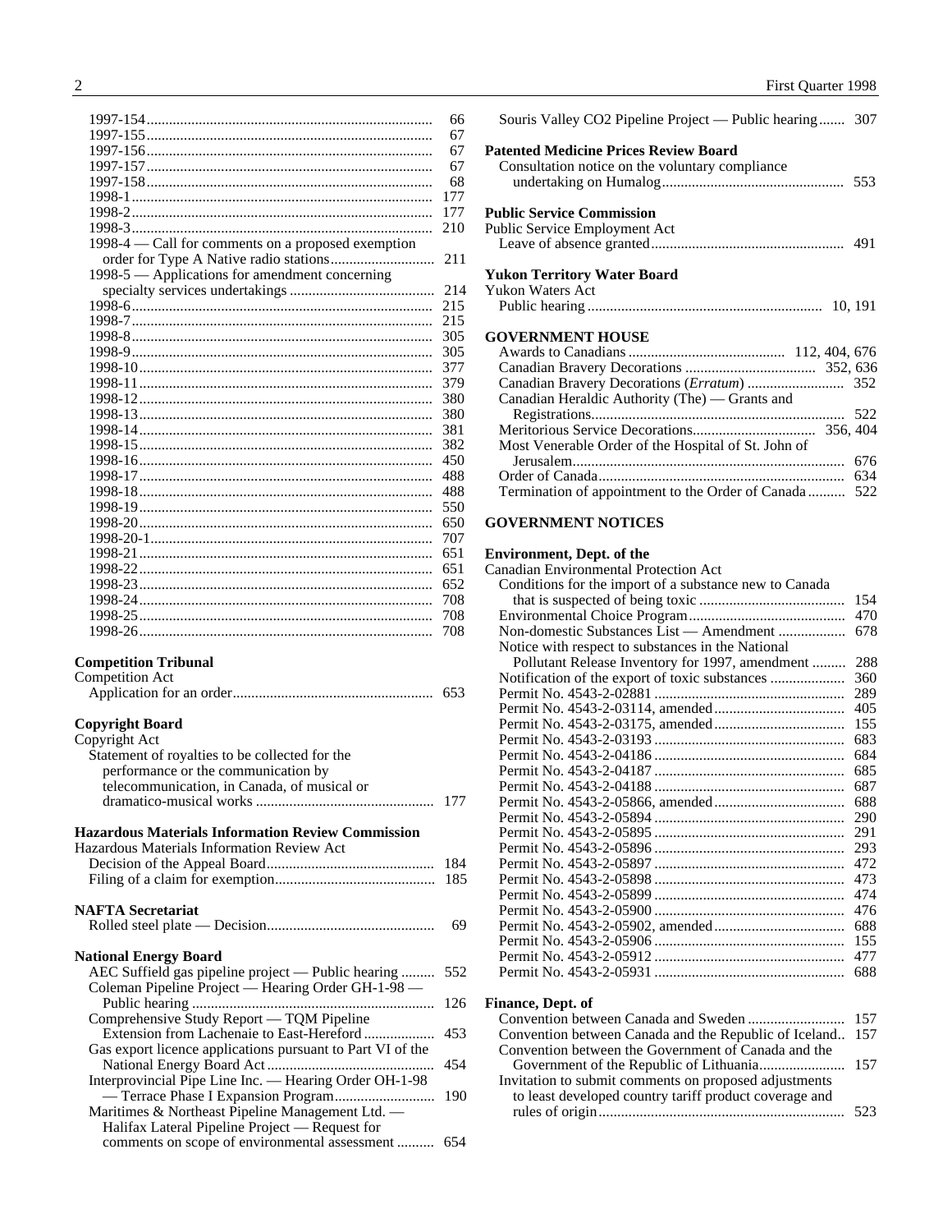1997-154 ... 66
1997-155 ... 67
1997-156 ... 67
1997-157 ... 67
1997-158 ... 68
1998-1 ... 177
1998-2 ... 177
1998-3 ... 210
1998-4 — Call for comments on a proposed exemption order for Type A Native radio stations ... 211
1998-5 — Applications for amendment concerning specialty services undertakings ... 214
1998-6 ... 215
1998-7 ... 215
1998-8 ... 305
1998-9 ... 305
1998-10 ... 377
1998-11 ... 379
1998-12 ... 380
1998-13 ... 380
1998-14 ... 381
1998-15 ... 382
1998-16 ... 450
1998-17 ... 488
1998-18 ... 488
1998-19 ... 550
1998-20 ... 650
1998-20-1 ... 707
1998-21 ... 651
1998-22 ... 651
1998-23 ... 652
1998-24 ... 708
1998-25 ... 708
1998-26 ... 708

**Competition Tribunal**
Competition Act
Application for an order ... 653

**Copyright Board**
Copyright Act
Statement of royalties to be collected for the performance or the communication by telecommunication, in Canada, of musical or dramatico-musical works ... 177

**Hazardous Materials Information Review Commission**
Hazardous Materials Information Review Act
Decision of the Appeal Board ... 184
Filing of a claim for exemption ... 185

**NAFTA Secretariat**
Rolled steel plate — Decision ... 69

**National Energy Board**
AEC Suffield gas pipeline project — Public hearing ... 552
Coleman Pipeline Project — Hearing Order GH-1-98 — Public hearing ... 126
Comprehensive Study Report — TQM Pipeline Extension from Lachenaie to East-Hereford ... 453
Gas export licence applications pursuant to Part VI of the National Energy Board Act ... 454
Interprovincial Pipe Line Inc. — Hearing Order OH-1-98 — Terrace Phase I Expansion Program ... 190
Maritimes & Northeast Pipeline Management Ltd. — Halifax Lateral Pipeline Project — Request for comments on scope of environmental assessment ... 654
Souris Valley CO2 Pipeline Project — Public hearing ... 307

**Patented Medicine Prices Review Board**
Consultation notice on the voluntary compliance undertaking on Humalog ... 553

**Public Service Commission**
Public Service Employment Act
Leave of absence granted ... 491

**Yukon Territory Water Board**
Yukon Waters Act
Public hearing ... 10, 191

## GOVERNMENT HOUSE

Awards to Canadians ... 112, 404, 676
Canadian Bravery Decorations ... 352, 636
Canadian Bravery Decorations (*Erratum*) ... 352
Canadian Heraldic Authority (The) — Grants and Registrations ... 522
Meritorious Service Decorations ... 356, 404
Most Venerable Order of the Hospital of St. John of Jerusalem ... 676
Order of Canada ... 634
Termination of appointment to the Order of Canada ... 522

## GOVERNMENT NOTICES

**Environment, Dept. of the**
Canadian Environmental Protection Act
Conditions for the import of a substance new to Canada that is suspected of being toxic ... 154
Environmental Choice Program ... 470
Non-domestic Substances List — Amendment ... 678
Notice with respect to substances in the National Pollutant Release Inventory for 1997, amendment ... 288
Notification of the export of toxic substances ... 360
Permit No. 4543-2-02881 ... 289
Permit No. 4543-2-03114, amended ... 405
Permit No. 4543-2-03175, amended ... 155
Permit No. 4543-2-03193 ... 683
Permit No. 4543-2-04186 ... 684
Permit No. 4543-2-04187 ... 685
Permit No. 4543-2-04188 ... 687
Permit No. 4543-2-05866, amended ... 688
Permit No. 4543-2-05894 ... 290
Permit No. 4543-2-05895 ... 291
Permit No. 4543-2-05896 ... 293
Permit No. 4543-2-05897 ... 472
Permit No. 4543-2-05898 ... 473
Permit No. 4543-2-05899 ... 474
Permit No. 4543-2-05900 ... 476
Permit No. 4543-2-05902, amended ... 688
Permit No. 4543-2-05906 ... 155
Permit No. 4543-2-05912 ... 477
Permit No. 4543-2-05931 ... 688

**Finance, Dept. of**
Convention between Canada and Sweden ... 157
Convention between Canada and the Republic of Iceland ... 157
Convention between the Government of Canada and the Government of the Republic of Lithuania ... 157
Invitation to submit comments on proposed adjustments to least developed country tariff product coverage and rules of origin ... 523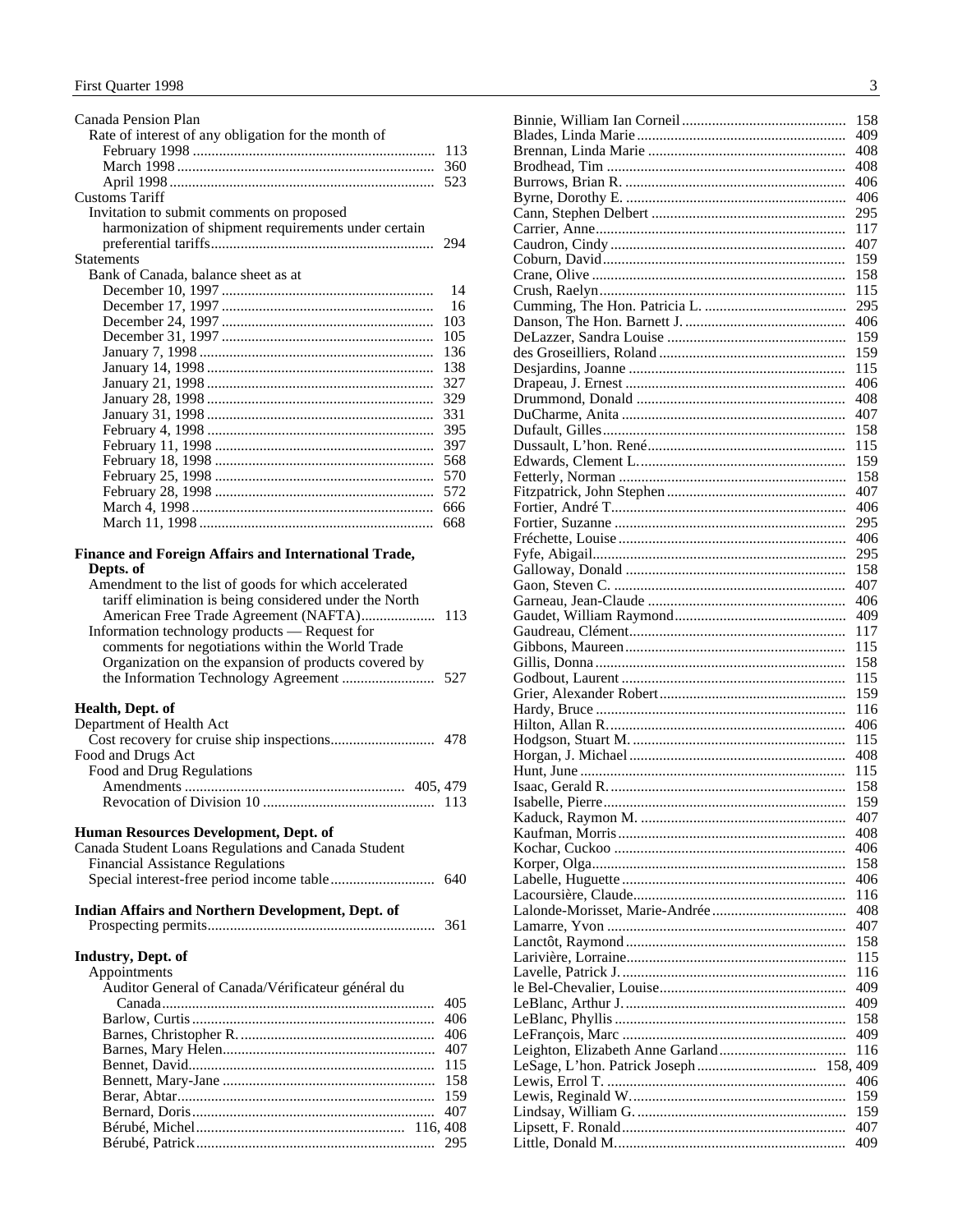Canada Pension Plan

- Rate of interest of any obligation for the month of
  - February 1998 ... 113
  - March 1998 ... 360
  - April 1998 ... 523

Customs Tariff

- Invitation to submit comments on proposed harmonization of shipment requirements under certain preferential tariffs ... 294

Statements

- Bank of Canada, balance sheet as at
  - December 10, 1997 ... 14
  - December 17, 1997 ... 16
  - December 24, 1997 ... 103
  - December 31, 1997 ... 105
  - January 7, 1998 ... 136
  - January 14, 1998 ... 138
  - January 21, 1998 ... 327
  - January 28, 1998 ... 329
  - January 31, 1998 ... 331
  - February 4, 1998 ... 395
  - February 11, 1998 ... 397
  - February 18, 1998 ... 568
  - February 25, 1998 ... 570
  - February 28, 1998 ... 572
  - March 4, 1998 ... 666
  - March 11, 1998 ... 668

**Finance and Foreign Affairs and International Trade, Depts. of**

- Amendment to the list of goods for which accelerated tariff elimination is being considered under the North American Free Trade Agreement (NAFTA) ... 113
- Information technology products — Request for comments for negotiations within the World Trade Organization on the expansion of products covered by the Information Technology Agreement ... 527

**Health, Dept. of**

Department of Health Act

- Cost recovery for cruise ship inspections ... 478

Food and Drugs Act

- Food and Drug Regulations
  - Amendments ... 405, 479
  - Revocation of Division 10 ... 113

**Human Resources Development, Dept. of**

Canada Student Loans Regulations and Canada Student Financial Assistance Regulations

- Special interest-free period income table ... 640

**Indian Affairs and Northern Development, Dept. of**

- Prospecting permits ... 361

**Industry, Dept. of**

- Appointments
  - Auditor General of Canada/Vérificateur général du Canada ... 405
  - Barlow, Curtis ... 406
  - Barnes, Christopher R. ... 406
  - Barnes, Mary Helen ... 407
  - Bennet, David ... 115
  - Bennett, Mary-Jane ... 158
  - Berar, Abtar ... 159
  - Bernard, Doris ... 407
  - Bérubé, Michel ... 116, 408
  - Bérubé, Patrick ... 295
  - Binnie, William Ian Corneil ... 158
  - Blades, Linda Marie ... 409
  - Brennan, Linda Marie ... 408
  - Brodhead, Tim ... 408
  - Burrows, Brian R. ... 406
  - Byrne, Dorothy E. ... 406
  - Cann, Stephen Delbert ... 295
  - Carrier, Anne ... 117
  - Caudron, Cindy ... 407
  - Coburn, David ... 159
  - Crane, Olive ... 158
  - Crush, Raelyn ... 115
  - Cumming, The Hon. Patricia L. ... 295
  - Danson, The Hon. Barnett J. ... 406
  - DeLazzer, Sandra Louise ... 159
  - des Groseilliers, Roland ... 159
  - Desjardins, Joanne ... 115
  - Drapeau, J. Ernest ... 406
  - Drummond, Donald ... 408
  - DuCharme, Anita ... 407
  - Dufault, Gilles ... 158
  - Dussault, L'hon. René ... 115
  - Edwards, Clement L. ... 159
  - Fetterly, Norman ... 158
  - Fitzpatrick, John Stephen ... 407
  - Fortier, André T. ... 406
  - Fortier, Suzanne ... 295
  - Fréchette, Louise ... 406
  - Fyfe, Abigail ... 295
  - Galloway, Donald ... 158
  - Gaon, Steven C. ... 407
  - Garneau, Jean-Claude ... 406
  - Gaudet, William Raymond ... 409
  - Gaudreau, Clément ... 117
  - Gibbons, Maureen ... 115
  - Gillis, Donna ... 158
  - Godbout, Laurent ... 115
  - Grier, Alexander Robert ... 159
  - Hardy, Bruce ... 116
  - Hilton, Allan R. ... 406
  - Hodgson, Stuart M. ... 115
  - Horgan, J. Michael ... 408
  - Hunt, June ... 115
  - Isaac, Gerald R. ... 158
  - Isabelle, Pierre ... 159
  - Kaduck, Raymon M. ... 407
  - Kaufman, Morris ... 408
  - Kochar, Cuckoo ... 406
  - Korper, Olga ... 158
  - Labelle, Huguette ... 406
  - Lacoursière, Claude ... 116
  - Lalonde-Morisset, Marie-Andrée ... 408
  - Lamarre, Yvon ... 407
  - Lanctôt, Raymond ... 158
  - Larivière, Lorraine ... 115
  - Lavelle, Patrick J. ... 116
  - le Bel-Chevalier, Louise ... 409
  - LeBlanc, Arthur J. ... 409
  - LeBlanc, Phyllis ... 158
  - LeFrançois, Marc ... 409
  - Leighton, Elizabeth Anne Garland ... 116
  - LeSage, L'hon. Patrick Joseph ... 158, 409
  - Lewis, Errol T. ... 406
  - Lewis, Reginald W. ... 159
  - Lindsay, William G. ... 159
  - Lipsett, F. Ronald ... 407
  - Little, Donald M. ... 409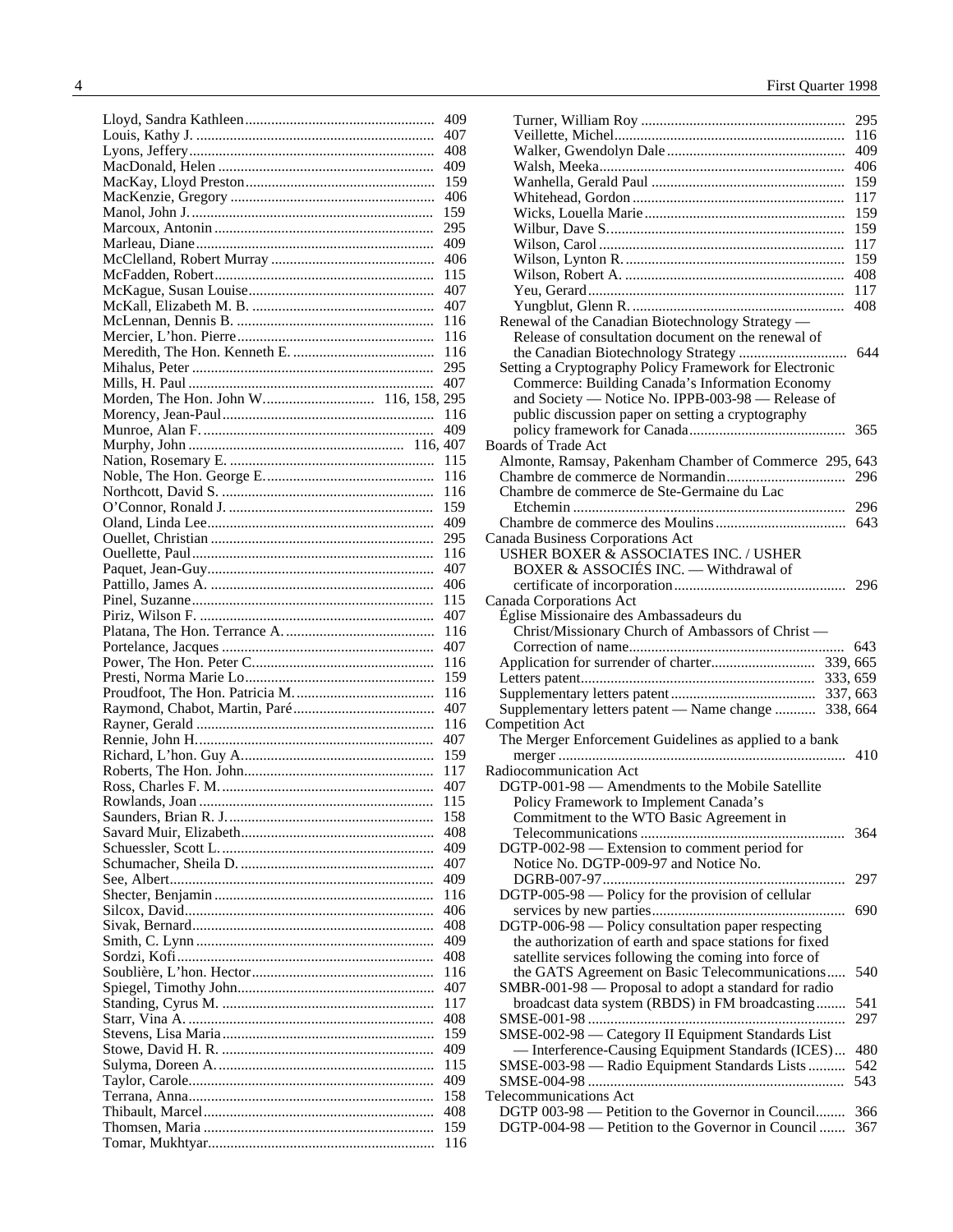Lloyd, Sandra Kathleen ... 409
Louis, Kathy J. ... 407
Lyons, Jeffery ... 408
MacDonald, Helen ... 409
MacKay, Lloyd Preston ... 159
MacKenzie, Gregory ... 406
Manol, John J. ... 159
Marcoux, Antonin ... 295
Marleau, Diane ... 409
McClelland, Robert Murray ... 406
McFadden, Robert ... 115
McKague, Susan Louise ... 407
McKall, Elizabeth M. B. ... 407
McLennan, Dennis B. ... 116
Mercier, L'hon. Pierre ... 116
Meredith, The Hon. Kenneth E. ... 116
Mihalus, Peter ... 295
Mills, H. Paul ... 407
Morden, The Hon. John W. ... 116, 158, 295
Morency, Jean-Paul ... 116
Munroe, Alan F. ... 409
Murphy, John ... 116, 407
Nation, Rosemary E. ... 115
Noble, The Hon. George E. ... 116
Northcott, David S. ... 116
O'Connor, Ronald J. ... 159
Oland, Linda Lee ... 409
Ouellet, Christian ... 295
Ouellette, Paul ... 116
Paquet, Jean-Guy ... 407
Pattillo, James A. ... 406
Pinel, Suzanne ... 115
Piriz, Wilson F. ... 407
Platana, The Hon. Terrance A. ... 116
Portelance, Jacques ... 407
Power, The Hon. Peter C. ... 116
Presti, Norma Marie Lo ... 159
Proudfoot, The Hon. Patricia M. ... 116
Raymond, Chabot, Martin, Paré ... 407
Rayner, Gerald ... 116
Rennie, John H. ... 407
Richard, L'hon. Guy A. ... 159
Roberts, The Hon. John ... 117
Ross, Charles F. M. ... 407
Rowlands, Joan ... 115
Saunders, Brian R. J. ... 158
Savard Muir, Elizabeth ... 408
Schuessler, Scott L. ... 409
Schumacher, Sheila D. ... 407
See, Albert ... 409
Shecter, Benjamin ... 116
Silcox, David ... 406
Sivak, Bernard ... 408
Smith, C. Lynn ... 409
Sordzi, Kofi ... 408
Soublière, L'hon. Hector ... 116
Spiegel, Timothy John ... 407
Standing, Cyrus M. ... 117
Starr, Vina A. ... 408
Stevens, Lisa Maria ... 159
Stowe, David H. R. ... 409
Sulyma, Doreen A. ... 115
Taylor, Carole ... 409
Terrana, Anna ... 158
Thibault, Marcel ... 408
Thomsen, Maria ... 159
Tomar, Mukhtyar ... 116
Turner, William Roy ... 295
Veillette, Michel ... 116
Walker, Gwendolyn Dale ... 409
Walsh, Meeka ... 406
Wanhella, Gerald Paul ... 159
Whitehead, Gordon ... 117
Wicks, Louella Marie ... 159
Wilbur, Dave S. ... 159
Wilson, Carol ... 117
Wilson, Lynton R. ... 159
Wilson, Robert A. ... 408
Yeu, Gerard ... 117
Yungblut, Glenn R. ... 408

Renewal of the Canadian Biotechnology Strategy — Release of consultation document on the renewal of the Canadian Biotechnology Strategy ... 644

Setting a Cryptography Policy Framework for Electronic Commerce: Building Canada's Information Economy and Society — Notice No. IPPB-003-98 — Release of public discussion paper on setting a cryptography policy framework for Canada ... 365

Boards of Trade Act
- Almonte, Ramsay, Pakenham Chamber of Commerce 295, 643
- Chambre de commerce de Normandin ... 296
- Chambre de commerce de Ste-Germaine du Lac Etchemin ... 296
- Chambre de commerce des Moulins ... 643

Canada Business Corporations Act
- USHER BOXER & ASSOCIATES INC. / USHER BOXER & ASSOCIÉS INC. — Withdrawal of certificate of incorporation ... 296

Canada Corporations Act
- Église Missionaire des Ambassadeurs du Christ/Missionary Church of Ambassors of Christ — Correction of name ... 643
- Application for surrender of charter ... 339, 665
- Letters patent ... 333, 659
- Supplementary letters patent ... 337, 663
- Supplementary letters patent — Name change ... 338, 664

Competition Act
- The Merger Enforcement Guidelines as applied to a bank merger ... 410

Radiocommunication Act
- DGTP-001-98 — Amendments to the Mobile Satellite Policy Framework to Implement Canada's Commitment to the WTO Basic Agreement in Telecommunications ... 364
- DGTP-002-98 — Extension to comment period for Notice No. DGTP-009-97 and Notice No. DGRB-007-97 ... 297
- DGTP-005-98 — Policy for the provision of cellular services by new parties ... 690
- DGTP-006-98 — Policy consultation paper respecting the authorization of earth and space stations for fixed satellite services following the coming into force of the GATS Agreement on Basic Telecommunications ... 540
- SMBR-001-98 — Proposal to adopt a standard for radio broadcast data system (RBDS) in FM broadcasting ... 541
- SMSE-001-98 ... 297
- SMSE-002-98 — Category II Equipment Standards List — Interference-Causing Equipment Standards (ICES) ... 480
- SMSE-003-98 — Radio Equipment Standards Lists ... 542
- SMSE-004-98 ... 543

Telecommunications Act
- DGTP 003-98 — Petition to the Governor in Council ... 366
- DGTP-004-98 — Petition to the Governor in Council ... 367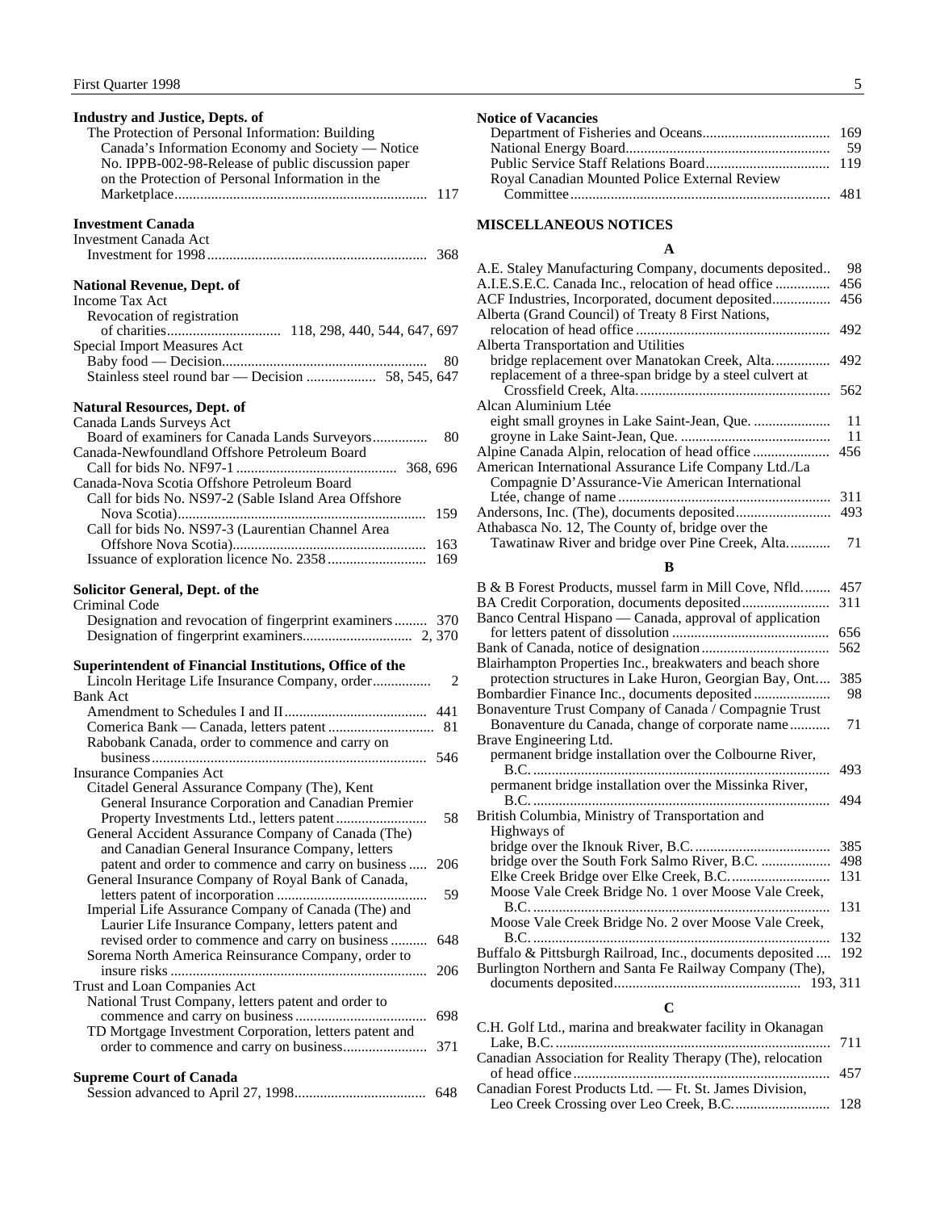**Industry and Justice, Depts. of**

The Protection of Personal Information: Building Canada's Information Economy and Society — Notice No. IPPB-002-98-Release of public discussion paper on the Protection of Personal Information in the Marketplace .... 117

**Investment Canada**

Investment Canada Act
- Investment for 1998 .... 368

**National Revenue, Dept. of**

Income Tax Act
- Revocation of registration of charities .... 118, 298, 440, 544, 647, 697

Special Import Measures Act
- Baby food — Decision .... 80
- Stainless steel round bar — Decision .... 58, 545, 647

**Natural Resources, Dept. of**

Canada Lands Surveys Act
- Board of examiners for Canada Lands Surveyors .... 80

Canada-Newfoundland Offshore Petroleum Board
- Call for bids No. NF97-1 .... 368, 696

Canada-Nova Scotia Offshore Petroleum Board
- Call for bids No. NS97-2 (Sable Island Area Offshore Nova Scotia) .... 159
- Call for bids No. NS97-3 (Laurentian Channel Area Offshore Nova Scotia) .... 163
- Issuance of exploration licence No. 2358 .... 169

**Solicitor General, Dept. of the**

Criminal Code
- Designation and revocation of fingerprint examiners .... 370
- Designation of fingerprint examiners .... 2, 370

**Superintendent of Financial Institutions, Office of the**

Lincoln Heritage Life Insurance Company, order .... 2

Bank Act
- Amendment to Schedules I and II .... 441
- Comerica Bank — Canada, letters patent .... 81
- Rabobank Canada, order to commence and carry on business .... 546

Insurance Companies Act
- Citadel General Assurance Company (The), Kent General Insurance Corporation and Canadian Premier Property Investments Ltd., letters patent .... 58
- General Accident Assurance Company of Canada (The) and Canadian General Insurance Company, letters patent and order to commence and carry on business .... 206
- General Insurance Company of Royal Bank of Canada, letters patent of incorporation .... 59
- Imperial Life Assurance Company of Canada (The) and Laurier Life Insurance Company, letters patent and revised order to commence and carry on business .... 648
- Sorema North America Reinsurance Company, order to insure risks .... 206

Trust and Loan Companies Act
- National Trust Company, letters patent and order to commence and carry on business .... 698
- TD Mortgage Investment Corporation, letters patent and order to commence and carry on business .... 371

**Supreme Court of Canada**

Session advanced to April 27, 1998 .... 648

**Notice of Vacancies**

- Department of Fisheries and Oceans .... 169
- National Energy Board .... 59
- Public Service Staff Relations Board .... 119
- Royal Canadian Mounted Police External Review Committee .... 481

**MISCELLANEOUS NOTICES**

**A**

- A.E. Staley Manufacturing Company, documents deposited .. 98
- A.I.E.S.E.C. Canada Inc., relocation of head office .... 456
- ACF Industries, Incorporated, document deposited .... 456
- Alberta (Grand Council) of Treaty 8 First Nations, relocation of head office .... 492
- Alberta Transportation and Utilities
  - bridge replacement over Manatokan Creek, Alta. .... 492
  - replacement of a three-span bridge by a steel culvert at Crossfield Creek, Alta. .... 562
- Alcan Aluminium Ltée
  - eight small groynes in Lake Saint-Jean, Que. .... 11
  - groyne in Lake Saint-Jean, Que. .... 11
- Alpine Canada Alpin, relocation of head office .... 456
- American International Assurance Life Company Ltd./La Compagnie D'Assurance-Vie American International Ltée, change of name .... 311
- Andersons, Inc. (The), documents deposited .... 493
- Athabasca No. 12, The County of, bridge over the Tawatinaw River and bridge over Pine Creek, Alta. .... 71

**B**

- B & B Forest Products, mussel farm in Mill Cove, Nfld. .... 457
- BA Credit Corporation, documents deposited .... 311
- Banco Central Hispano — Canada, approval of application for letters patent of dissolution .... 656
- Bank of Canada, notice of designation .... 562
- Blairhampton Properties Inc., breakwaters and beach shore protection structures in Lake Huron, Georgian Bay, Ont. .... 385
- Bombardier Finance Inc., documents deposited .... 98
- Bonaventure Trust Company of Canada / Compagnie Trust Bonaventure du Canada, change of corporate name .... 71
- Brave Engineering Ltd.
  - permanent bridge installation over the Colbourne River, B.C. .... 493
  - permanent bridge installation over the Missinka River, B.C. .... 494
- British Columbia, Ministry of Transportation and Highways of
  - bridge over the Iknouk River, B.C. .... 385
  - bridge over the South Fork Salmo River, B.C. .... 498
  - Elke Creek Bridge over Elke Creek, B.C. .... 131
  - Moose Vale Creek Bridge No. 1 over Moose Vale Creek, B.C. .... 131
  - Moose Vale Creek Bridge No. 2 over Moose Vale Creek, B.C. .... 132
- Buffalo & Pittsburgh Railroad, Inc., documents deposited .... 192
- Burlington Northern and Santa Fe Railway Company (The), documents deposited .... 193, 311

**C**

- C.H. Golf Ltd., marina and breakwater facility in Okanagan Lake, B.C. .... 711
- Canadian Association for Reality Therapy (The), relocation of head office .... 457
- Canadian Forest Products Ltd. — Ft. St. James Division, Leo Creek Crossing over Leo Creek, B.C. .... 128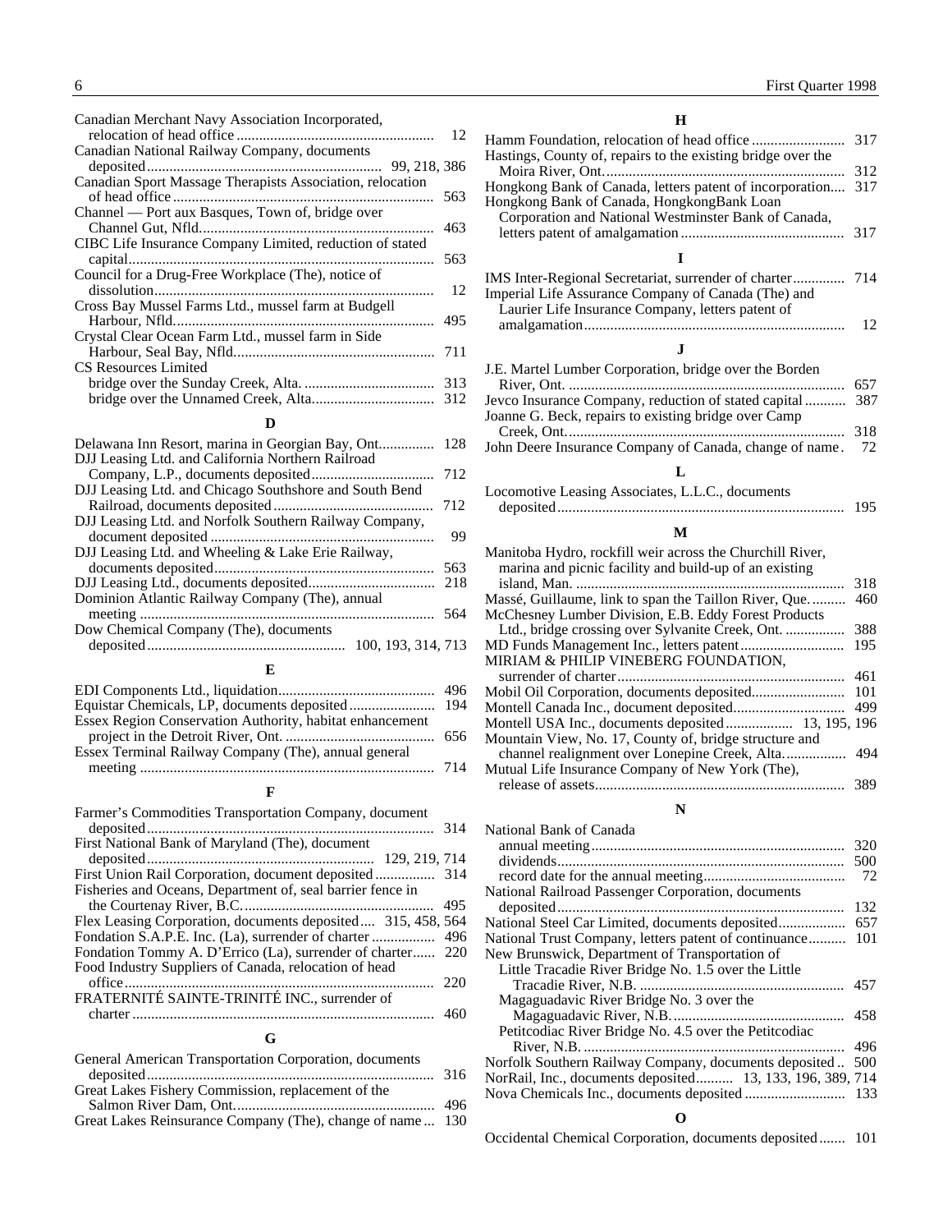Canadian Merchant Navy Association Incorporated, relocation of head office ..... 12

Canadian National Railway Company, documents deposited ..... 99, 218, 386

Canadian Sport Massage Therapists Association, relocation of head office ..... 563

Channel — Port aux Basques, Town of, bridge over Channel Gut, Nfld. ..... 463

CIBC Life Insurance Company Limited, reduction of stated capital ..... 563

Council for a Drug-Free Workplace (The), notice of dissolution ..... 12

Cross Bay Mussel Farms Ltd., mussel farm at Budgell Harbour, Nfld. ..... 495

Crystal Clear Ocean Farm Ltd., mussel farm in Side Harbour, Seal Bay, Nfld. ..... 711

CS Resources Limited
- bridge over the Sunday Creek, Alta. ..... 313
- bridge over the Unnamed Creek, Alta. ..... 312

## D

Delawana Inn Resort, marina in Georgian Bay, Ont. ..... 128

DJJ Leasing Ltd. and California Northern Railroad Company, L.P., documents deposited ..... 712

DJJ Leasing Ltd. and Chicago Southshore and South Bend Railroad, documents deposited ..... 712

DJJ Leasing Ltd. and Norfolk Southern Railway Company, document deposited ..... 99

DJJ Leasing Ltd. and Wheeling & Lake Erie Railway, documents deposited ..... 563

DJJ Leasing Ltd., documents deposited ..... 218

Dominion Atlantic Railway Company (The), annual meeting ..... 564

Dow Chemical Company (The), documents deposited ..... 100, 193, 314, 713

## E

EDI Components Ltd., liquidation ..... 496

Equistar Chemicals, LP, documents deposited ..... 194

Essex Region Conservation Authority, habitat enhancement project in the Detroit River, Ont. ..... 656

Essex Terminal Railway Company (The), annual general meeting ..... 714

## F

Farmer's Commodities Transportation Company, document deposited ..... 314

First National Bank of Maryland (The), document deposited ..... 129, 219, 714

First Union Rail Corporation, document deposited ..... 314

Fisheries and Oceans, Department of, seal barrier fence in the Courtenay River, B.C. ..... 495

Flex Leasing Corporation, documents deposited ..... 315, 458, 564

Fondation S.A.P.E. Inc. (La), surrender of charter ..... 496

Fondation Tommy A. D'Errico (La), surrender of charter ..... 220

Food Industry Suppliers of Canada, relocation of head office ..... 220

FRATERNITÉ SAINTE-TRINITÉ INC., surrender of charter ..... 460

## G

General American Transportation Corporation, documents deposited ..... 316

Great Lakes Fishery Commission, replacement of the Salmon River Dam, Ont. ..... 496

Great Lakes Reinsurance Company (The), change of name ..... 130

## H

Hamm Foundation, relocation of head office ..... 317

Hastings, County of, repairs to the existing bridge over the Moira River, Ont. ..... 312

Hongkong Bank of Canada, letters patent of incorporation ..... 317

Hongkong Bank of Canada, HongkongBank Loan Corporation and National Westminster Bank of Canada, letters patent of amalgamation ..... 317

## I

IMS Inter-Regional Secretariat, surrender of charter ..... 714

Imperial Life Assurance Company of Canada (The) and Laurier Life Insurance Company, letters patent of amalgamation ..... 12

## J

J.E. Martel Lumber Corporation, bridge over the Borden River, Ont. ..... 657

Jevco Insurance Company, reduction of stated capital ..... 387

Joanne G. Beck, repairs to existing bridge over Camp Creek, Ont. ..... 318

John Deere Insurance Company of Canada, change of name ..... 72

## L

Locomotive Leasing Associates, L.L.C., documents deposited ..... 195

## M

Manitoba Hydro, rockfill weir across the Churchill River, marina and picnic facility and build-up of an existing island, Man. ..... 318

Massé, Guillaume, link to span the Taillon River, Que. ..... 460

McChesney Lumber Division, E.B. Eddy Forest Products Ltd., bridge crossing over Sylvanite Creek, Ont. ..... 388

MD Funds Management Inc., letters patent ..... 195

MIRIAM & PHILIP VINEBERG FOUNDATION, surrender of charter ..... 461

Mobil Oil Corporation, documents deposited ..... 101

Montell Canada Inc., document deposited ..... 499

Montell USA Inc., documents deposited ..... 13, 195, 196

Mountain View, No. 17, County of, bridge structure and channel realignment over Lonepine Creek, Alta. ..... 494

Mutual Life Insurance Company of New York (The), release of assets ..... 389

## N

National Bank of Canada
- annual meeting ..... 320
- dividends ..... 500
- record date for the annual meeting ..... 72

National Railroad Passenger Corporation, documents deposited ..... 132

National Steel Car Limited, documents deposited ..... 657

National Trust Company, letters patent of continuance ..... 101

New Brunswick, Department of Transportation of
- Little Tracadie River Bridge No. 1.5 over the Little Tracadie River, N.B. ..... 457
- Magaguadavic River Bridge No. 3 over the Magaguadavic River, N.B. ..... 458
- Petitcodiac River Bridge No. 4.5 over the Petitcodiac River, N.B. ..... 496

Norfolk Southern Railway Company, documents deposited ..... 500

NorRail, Inc., documents deposited ..... 13, 133, 196, 389, 714

Nova Chemicals Inc., documents deposited ..... 133

## O

Occidental Chemical Corporation, documents deposited ..... 101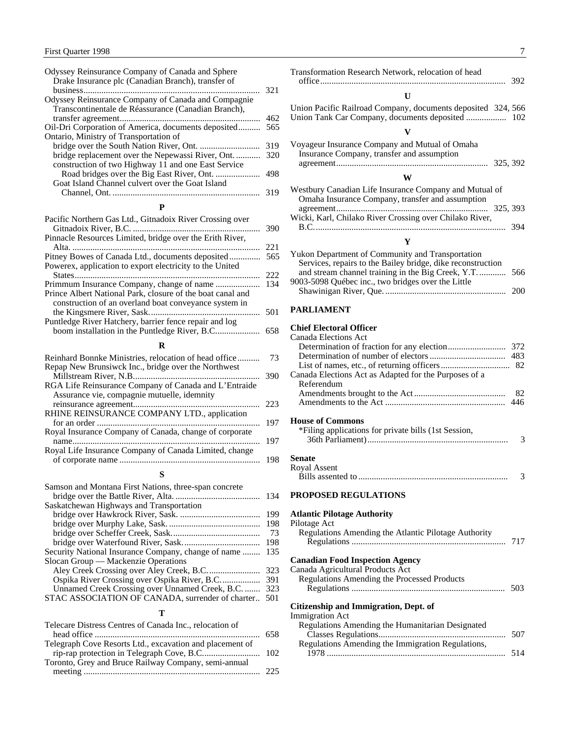Odyssey Reinsurance Company of Canada and Sphere Drake Insurance plc (Canadian Branch), transfer of business .......... 321
Odyssey Reinsurance Company of Canada and Compagnie Transcontinentale de Réassurance (Canadian Branch), transfer agreement .......... 462
Oil-Dri Corporation of America, documents deposited .......... 565
Ontario, Ministry of Transportation of
- bridge over the South Nation River, Ont. .......... 319
- bridge replacement over the Nepewassi River, Ont. .......... 320
- construction of two Highway 11 and one East Service Road bridges over the Big East River, Ont. .......... 498
- Goat Island Channel culvert over the Goat Island Channel, Ont. .......... 319

**P**

Pacific Northern Gas Ltd., Gitnadoix River Crossing over Gitnadoix River, B.C. .......... 390
Pinnacle Resources Limited, bridge over the Erith River, Alta. .......... 221
Pitney Bowes of Canada Ltd., documents deposited .......... 565
Powerex, application to export electricity to the United States .......... 222
Primmum Insurance Company, change of name .......... 134
Prince Albert National Park, closure of the boat canal and construction of an overland boat conveyance system in the Kingsmere River, Sask. .......... 501
Puntledge River Hatchery, barrier fence repair and log boom installation in the Puntledge River, B.C. .......... 658

**R**

Reinhard Bonnke Ministries, relocation of head office .......... 73
Repap New Brunsiwck Inc., bridge over the Northwest Millstream River, N.B. .......... 390
RGA Life Reinsurance Company of Canada and L'Entraide Assurance vie, compagnie mutuelle, idemnity reinsurance agreement .......... 223
RHINE REINSURANCE COMPANY LTD., application for an order .......... 197
Royal Insurance Company of Canada, change of corporate name .......... 197
Royal Life Insurance Company of Canada Limited, change of corporate name .......... 198

**S**

Samson and Montana First Nations, three-span concrete bridge over the Battle River, Alta. .......... 134
Saskatchewan Highways and Transportation
- bridge over Hawkrock River, Sask. .......... 199
- bridge over Murphy Lake, Sask. .......... 198
- bridge over Scheffer Creek, Sask. .......... 73
- bridge over Waterfound River, Sask. .......... 198

Security National Insurance Company, change of name .......... 135
Slocan Group — Mackenzie Operations
- Aley Creek Crossing over Aley Creek, B.C. .......... 323
- Ospika River Crossing over Ospika River, B.C. .......... 391
- Unnamed Creek Crossing over Unnamed Creek, B.C. .......... 323

STAC ASSOCIATION OF CANADA, surrender of charter .......... 501

**T**

Telecare Distress Centres of Canada Inc., relocation of head office .......... 658
Telegraph Cove Resorts Ltd., excavation and placement of rip-rap protection in Telegraph Cove, B.C. .......... 102
Toronto, Grey and Bruce Railway Company, semi-annual meeting .......... 225
Transformation Research Network, relocation of head office .......... 392

**U**

Union Pacific Railroad Company, documents deposited 324, 566
Union Tank Car Company, documents deposited .......... 102

**V**

Voyageur Insurance Company and Mutual of Omaha Insurance Company, transfer and assumption agreement .......... 325, 392

**W**

Westbury Canadian Life Insurance Company and Mutual of Omaha Insurance Company, transfer and assumption agreement .......... 325, 393
Wicki, Karl, Chilako River Crossing over Chilako River, B.C. .......... 394

**Y**

Yukon Department of Community and Transportation Services, repairs to the Bailey bridge, dike reconstruction and stream channel training in the Big Creek, Y.T. .......... 566
9003-5098 Québec inc., two bridges over the Little Shawinigan River, Que. .......... 200

## PARLIAMENT

### Chief Electoral Officer

Canada Elections Act
- Determination of fraction for any election .......... 372
- Determination of number of electors .......... 483
- List of names, etc., of returning officers .......... 82

Canada Elections Act as Adapted for the Purposes of a Referendum
- Amendments brought to the Act .......... 82
- Amendments to the Act .......... 446

### House of Commons

*Filing applications for private bills (1st Session, 36th Parliament) .......... 3

### Senate

Royal Assent
- Bills assented to .......... 3

## PROPOSED REGULATIONS

### Atlantic Pilotage Authority

Pilotage Act
- Regulations Amending the Atlantic Pilotage Authority Regulations .......... 717

### Canadian Food Inspection Agency

Canada Agricultural Products Act
- Regulations Amending the Processed Products Regulations .......... 503

### Citizenship and Immigration, Dept. of

Immigration Act
- Regulations Amending the Humanitarian Designated Classes Regulations .......... 507
- Regulations Amending the Immigration Regulations, 1978 .......... 514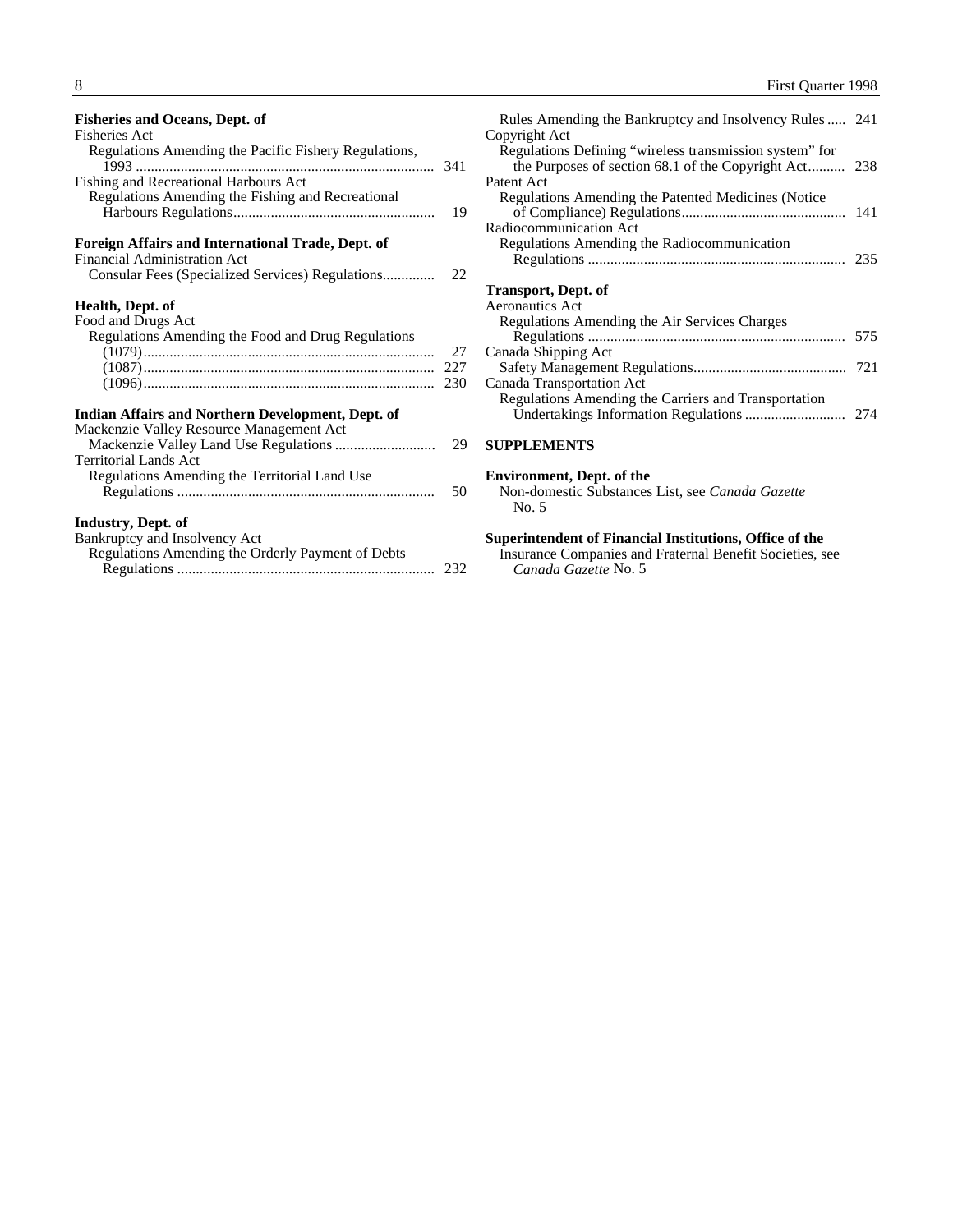**Fisheries and Oceans, Dept. of**

Fisheries Act

Regulations Amending the Pacific Fishery Regulations, 1993 .......... 341

Fishing and Recreational Harbours Act

Regulations Amending the Fishing and Recreational Harbours Regulations .......... 19

**Foreign Affairs and International Trade, Dept. of**

Financial Administration Act

Consular Fees (Specialized Services) Regulations .......... 22

**Health, Dept. of**

Food and Drugs Act

Regulations Amending the Food and Drug Regulations

(1079) .......... 27

(1087) .......... 227

(1096) .......... 230

**Indian Affairs and Northern Development, Dept. of**

Mackenzie Valley Resource Management Act

Mackenzie Valley Land Use Regulations .......... 29

Territorial Lands Act

Regulations Amending the Territorial Land Use Regulations .......... 50

**Industry, Dept. of**

Bankruptcy and Insolvency Act

Regulations Amending the Orderly Payment of Debts Regulations .......... 232

Rules Amending the Bankruptcy and Insolvency Rules .......... 241

Copyright Act

Regulations Defining “wireless transmission system” for the Purposes of section 68.1 of the Copyright Act .......... 238

Patent Act

Regulations Amending the Patented Medicines (Notice of Compliance) Regulations .......... 141

Radiocommunication Act

Regulations Amending the Radiocommunication Regulations .......... 235

**Transport, Dept. of**

Aeronautics Act

Regulations Amending the Air Services Charges Regulations .......... 575

Canada Shipping Act

Safety Management Regulations .......... 721

Canada Transportation Act

Regulations Amending the Carriers and Transportation Undertakings Information Regulations .......... 274

**SUPPLEMENTS**

**Environment, Dept. of the**

Non-domestic Substances List, see *Canada Gazette* No. 5

**Superintendent of Financial Institutions, Office of the**

Insurance Companies and Fraternal Benefit Societies, see *Canada Gazette* No. 5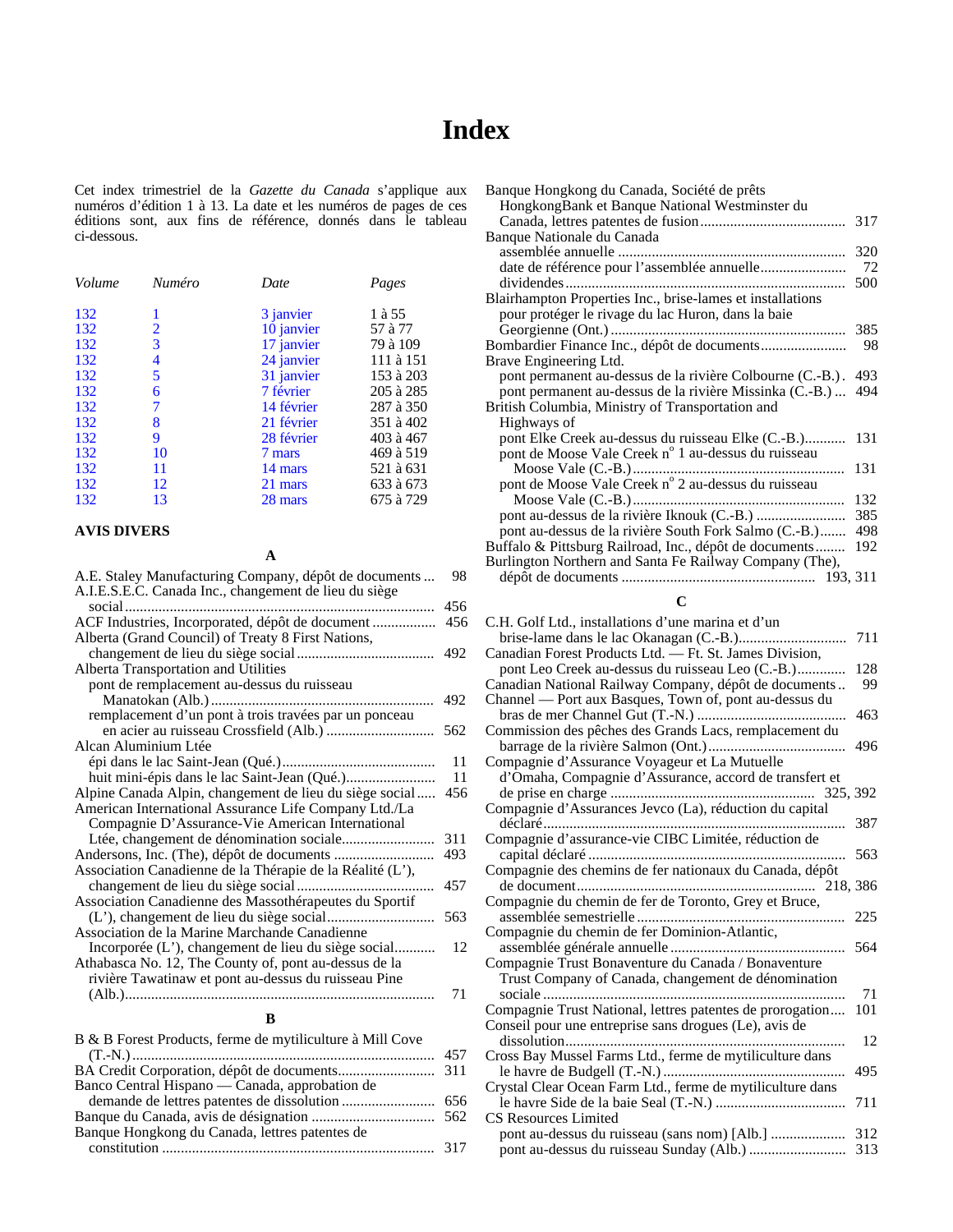# Index

Cet index trimestriel de la *Gazette du Canada* s'applique aux numéros d'édition 1 à 13. La date et les numéros de pages de ces éditions sont, aux fins de référence, donnés dans le tableau ci-dessous.

| *Volume* | *Numéro* | *Date* | *Pages* |
|---|---|---|---|
| 132 | 1 | 3 janvier | 1 à 55 |
| 132 | 2 | 10 janvier | 57 à 77 |
| 132 | 3 | 17 janvier | 79 à 109 |
| 132 | 4 | 24 janvier | 111 à 151 |
| 132 | 5 | 31 janvier | 153 à 203 |
| 132 | 6 | 7 février | 205 à 285 |
| 132 | 7 | 14 février | 287 à 350 |
| 132 | 8 | 21 février | 351 à 402 |
| 132 | 9 | 28 février | 403 à 467 |
| 132 | 10 | 7 mars | 469 à 519 |
| 132 | 11 | 14 mars | 521 à 631 |
| 132 | 12 | 21 mars | 633 à 673 |
| 132 | 13 | 28 mars | 675 à 729 |

**AVIS DIVERS**

**A**

A.E. Staley Manufacturing Company, dépôt de documents ... 98
A.I.E.S.E.C. Canada Inc., changement de lieu du siège social ... 456
ACF Industries, Incorporated, dépôt de document ... 456
Alberta (Grand Council) of Treaty 8 First Nations, changement de lieu du siège social ... 492
Alberta Transportation and Utilities
- pont de remplacement au-dessus du ruisseau Manatokan (Alb.) ... 492
- remplacement d'un pont à trois travées par un ponceau en acier au ruisseau Crossfield (Alb.) ... 562

Alcan Aluminium Ltée
- épi dans le lac Saint-Jean (Qué.) ... 11
- huit mini-épis dans le lac Saint-Jean (Qué.) ... 11

Alpine Canada Alpin, changement de lieu du siège social ... 456
American International Assurance Life Company Ltd./La Compagnie D'Assurance-Vie American International Ltée, changement de dénomination sociale ... 311
Andersons, Inc. (The), dépôt de documents ... 493
Association Canadienne de la Thérapie de la Réalité (L'), changement de lieu du siège social ... 457
Association Canadienne des Massothérapeutes du Sportif (L'), changement de lieu du siège social ... 563
Association de la Marine Marchande Canadienne Incorporée (L'), changement de lieu du siège social ... 12
Athabasca No. 12, The County of, pont au-dessus de la rivière Tawatinaw et pont au-dessus du ruisseau Pine (Alb.) ... 71

**B**

B & B Forest Products, ferme de mytiliculture à Mill Cove (T.-N.) ... 457
BA Credit Corporation, dépôt de documents ... 311
Banco Central Hispano — Canada, approbation de demande de lettres patentes de dissolution ... 656
Banque du Canada, avis de désignation ... 562
Banque Hongkong du Canada, lettres patentes de constitution ... 317
Banque Hongkong du Canada, Société de prêts HongkongBank et Banque National Westminster du Canada, lettres patentes de fusion ... 317
Banque Nationale du Canada
- assemblée annuelle ... 320
- date de référence pour l'assemblée annuelle ... 72
- dividendes ... 500

Blairhampton Properties Inc., brise-lames et installations pour protéger le rivage du lac Huron, dans la baie Georgienne (Ont.) ... 385
Bombardier Finance Inc., dépôt de documents ... 98
Brave Engineering Ltd.
- pont permanent au-dessus de la rivière Colbourne (C.-B.) . 493
- pont permanent au-dessus de la rivière Missinka (C.-B.) ... 494

British Columbia, Ministry of Transportation and Highways of
- pont Elke Creek au-dessus du ruisseau Elke (C.-B.) ... 131
- pont de Moose Vale Creek n° 1 au-dessus du ruisseau Moose Vale (C.-B.) ... 131
- pont de Moose Vale Creek n° 2 au-dessus du ruisseau Moose Vale (C.-B.) ... 132
- pont au-dessus de la rivière Iknouk (C.-B.) ... 385
- pont au-dessus de la rivière South Fork Salmo (C.-B.) ... 498

Buffalo & Pittsburg Railroad, Inc., dépôt de documents ... 192
Burlington Northern and Santa Fe Railway Company (The), dépôt de documents ... 193, 311

**C**

C.H. Golf Ltd., installations d'une marina et d'un brise-lame dans le lac Okanagan (C.-B.) ... 711
Canadian Forest Products Ltd. — Ft. St. James Division, pont Leo Creek au-dessus du ruisseau Leo (C.-B.) ... 128
Canadian National Railway Company, dépôt de documents .. 99
Channel — Port aux Basques, Town of, pont au-dessus du bras de mer Channel Gut (T.-N.) ... 463
Commission des pêches des Grands Lacs, remplacement du barrage de la rivière Salmon (Ont.) ... 496
Compagnie d'Assurance Voyageur et La Mutuelle d'Omaha, Compagnie d'Assurance, accord de transfert et de prise en charge ... 325, 392
Compagnie d'Assurances Jevco (La), réduction du capital déclaré ... 387
Compagnie d'assurance-vie CIBC Limitée, réduction de capital déclaré ... 563
Compagnie des chemins de fer nationaux du Canada, dépôt de document ... 218, 386
Compagnie du chemin de fer de Toronto, Grey et Bruce, assemblée semestrielle ... 225
Compagnie du chemin de fer Dominion-Atlantic, assemblée générale annuelle ... 564
Compagnie Trust Bonaventure du Canada / Bonaventure Trust Company of Canada, changement de dénomination sociale ... 71
Compagnie Trust National, lettres patentes de prorogation ... 101
Conseil pour une entreprise sans drogues (Le), avis de dissolution ... 12
Cross Bay Mussel Farms Ltd., ferme de mytiliculture dans le havre de Budgell (T.-N.) ... 495
Crystal Clear Ocean Farm Ltd., ferme de mytiliculture dans le havre Side de la baie Seal (T.-N.) ... 711
CS Resources Limited
- pont au-dessus du ruisseau (sans nom) [Alb.] ... 312
- pont au-dessus du ruisseau Sunday (Alb.) ... 313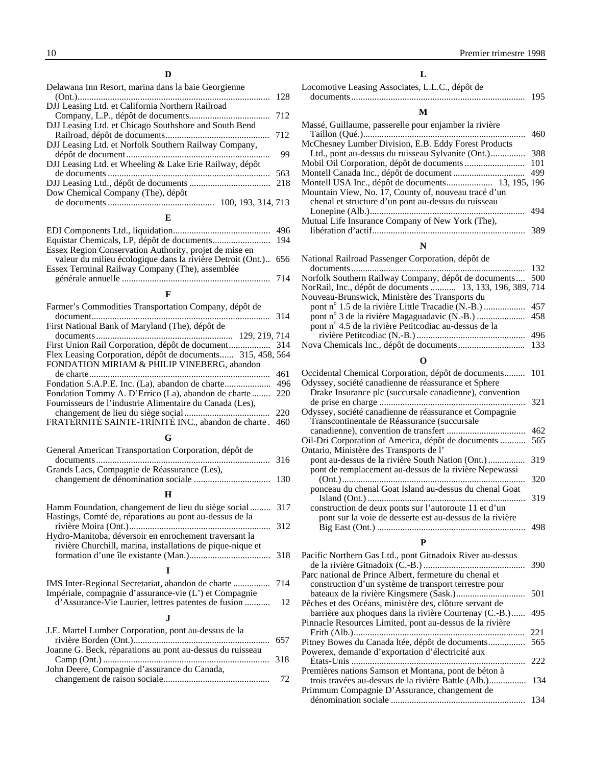### D

Delawana Inn Resort, marina dans la baie Georgienne (Ont.) ... 128
DJJ Leasing Ltd. et California Northern Railroad Company, L.P., dépôt de documents ... 712
DJJ Leasing Ltd. et Chicago Southshore and South Bend Railroad, dépôt de documents ... 712
DJJ Leasing Ltd. et Norfolk Southern Railway Company, dépôt de document ... 99
DJJ Leasing Ltd. et Wheeling & Lake Erie Railway, dépôt de documents ... 563
DJJ Leasing Ltd., dépôt de documents ... 218
Dow Chemical Company (The), dépôt de documents ... 100, 193, 314, 713

### E

EDI Components Ltd., liquidation ... 496
Equistar Chemicals, LP, dépôt de documents ... 194
Essex Region Conservation Authority, projet de mise en valeur du milieu écologique dans la rivière Detroit (Ont.) .. 656
Essex Terminal Railway Company (The), assemblée générale annuelle ... 714

### F

Farmer's Commodities Transportation Company, dépôt de document ... 314
First National Bank of Maryland (The), dépôt de documents ... 129, 219, 714
First Union Rail Corporation, dépôt de document ... 314
Flex Leasing Corporation, dépôt de documents ... 315, 458, 564
FONDATION MIRIAM & PHILIP VINEBERG, abandon de charte ... 461
Fondation S.A.P.E. Inc. (La), abandon de charte ... 496
Fondation Tommy A. D'Errico (La), abandon de charte ... 220
Fournisseurs de l'industrie Alimentaire du Canada (Les), changement de lieu du siège social ... 220
FRATERNITÉ SAINTE-TRINITÉ INC., abandon de charte . 460

### G

General American Transportation Corporation, dépôt de documents ... 316
Grands Lacs, Compagnie de Réassurance (Les), changement de dénomination sociale ... 130

### H

Hamm Foundation, changement de lieu du siège social ... 317
Hastings, Comté de, réparations au pont au-dessus de la rivière Moira (Ont.) ... 312
Hydro-Manitoba, déversoir en enrochement traversant la rivière Churchill, marina, installations de pique-nique et formation d'une île existante (Man.) ... 318

### I

IMS Inter-Regional Secretariat, abandon de charte ... 714
Impériale, compagnie d'assurance-vie (L') et Compagnie d'Assurance-Vie Laurier, lettres patentes de fusion ... 12

### J

J.E. Martel Lumber Corporation, pont au-dessus de la rivière Borden (Ont.) ... 657
Joanne G. Beck, réparations au pont au-dessus du ruisseau Camp (Ont.) ... 318
John Deere, Compagnie d'assurance du Canada, changement de raison sociale ... 72

### L

Locomotive Leasing Associates, L.L.C., dépôt de documents ... 195

### M

Massé, Guillaume, passerelle pour enjamber la rivière Taillon (Qué.) ... 460
McChesney Lumber Division, E.B. Eddy Forest Products Ltd., pont au-dessus du ruisseau Sylvanite (Ont.) ... 388
Mobil Oil Corporation, dépôt de documents ... 101
Montell Canada Inc., dépôt de document ... 499
Montell USA Inc., dépôt de documents ... 13, 195, 196
Mountain View, No. 17, County of, nouveau tracé d'un chenal et structure d'un pont au-dessus du ruisseau Lonepine (Alb.) ... 494
Mutual Life Insurance Company of New York (The), libération d'actif ... 389

### N

National Railroad Passenger Corporation, dépôt de documents ... 132
Norfolk Southern Railway Company, dépôt de documents .... 500
NorRail, Inc., dépôt de documents ... 13, 133, 196, 389, 714
Nouveau-Brunswick, Ministère des Transports du
- pont n[o] 1.5 de la rivière Little Tracadie (N.-B.) ... 457
- pont n[o] 3 de la rivière Magaguadavic (N.-B.) ... 458
- pont n[o] 4.5 de la rivière Petitcodiac au-dessus de la rivière Petitcodiac (N.-B.) ... 496

Nova Chemicals Inc., dépôt de documents ... 133

### O

Occidental Chemical Corporation, dépôt de documents ... 101
Odyssey, société canadienne de réassurance et Sphere Drake Insurance plc (succursale canadienne), convention de prise en charge ... 321
Odyssey, société canadienne de réassurance et Compagnie Transcontinentale de Réassurance (succursale canadienne), convention de transfert ... 462
Oil-Dri Corporation of America, dépôt de documents ... 565
Ontario, Ministère des Transports de l'
- pont au-dessus de la rivière South Nation (Ont.) ... 319
- pont de remplacement au-dessus de la rivière Nepewassi (Ont.) ... 320
- ponceau du chenal Goat Island au-dessus du chenal Goat Island (Ont.) ... 319
- construction de deux ponts sur l'autoroute 11 et d'un pont sur la voie de desserte est au-dessus de la rivière Big East (Ont.) ... 498

### P

Pacific Northern Gas Ltd., pont Gitnadoix River au-dessus de la rivière Gitnadoix (C.-B.) ... 390
Parc national de Prince Albert, fermeture du chenal et construction d'un système de transport terrestre pour bateaux de la rivière Kingsmere (Sask.) ... 501
Pêches et des Océans, ministère des, clôture servant de barrière aux phoques dans la rivière Courtenay (C.-B.) ... 495
Pinnacle Resources Limited, pont au-dessus de la rivière Erith (Alb.) ... 221
Pitney Bowes du Canada ltée, dépôt de documents ... 565
Powerex, demande d'exportation d'électricité aux États-Unis ... 222
Premières nations Samson et Montana, pont de béton à trois travées au-dessus de la rivière Battle (Alb.) ... 134
Primmum Compagnie D'Assurance, changement de dénomination sociale ... 134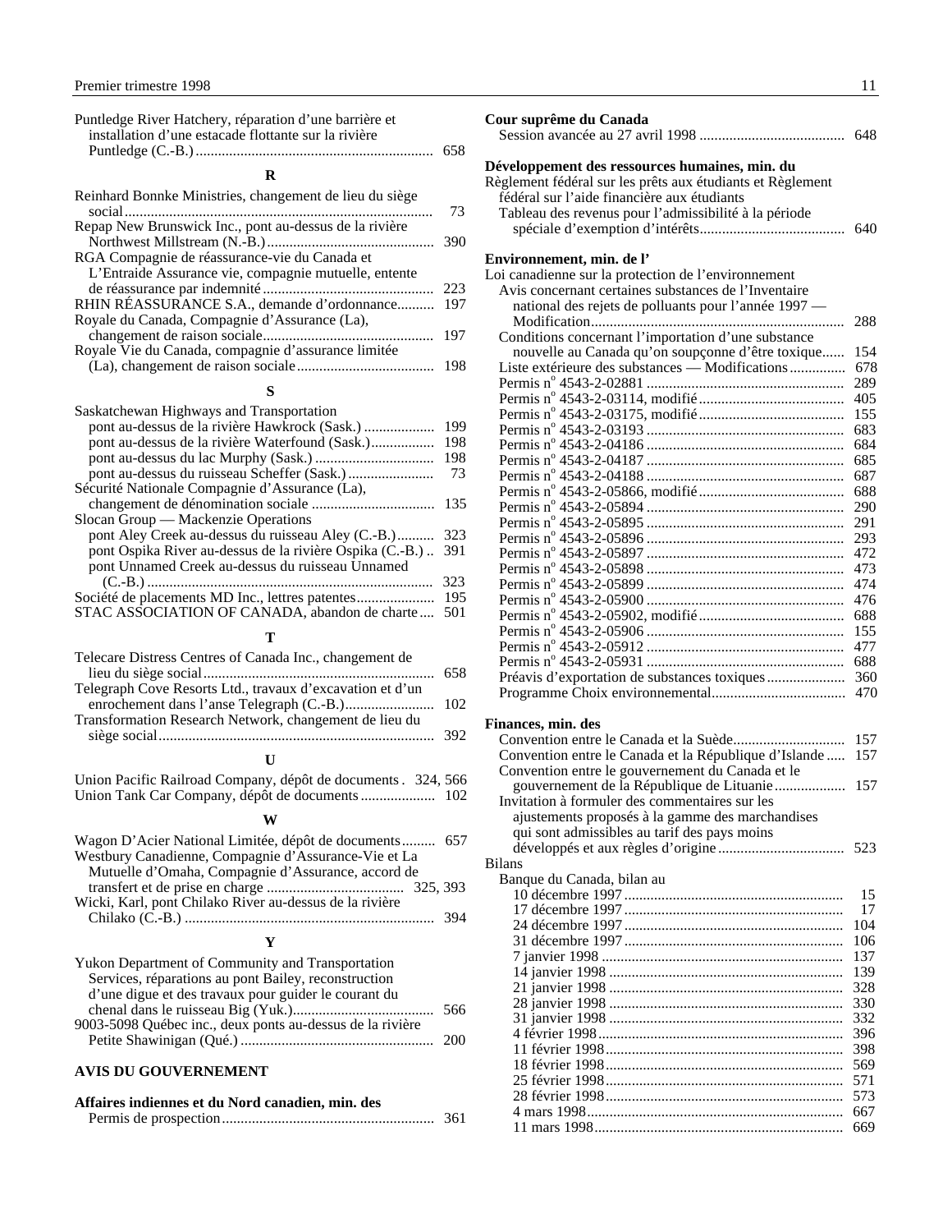Puntledge River Hatchery, réparation d'une barrière et installation d'une estacade flottante sur la rivière Puntledge (C.-B.) ... 658

**R**

Reinhard Bonnke Ministries, changement de lieu du siège social ... 73
Repap New Brunswick Inc., pont au-dessus de la rivière Northwest Millstream (N.-B.) ... 390
RGA Compagnie de réassurance-vie du Canada et L'Entraide Assurance vie, compagnie mutuelle, entente de réassurance par indemnité ... 223
RHIN RÉASSURANCE S.A., demande d'ordonnance ... 197
Royale du Canada, Compagnie d'Assurance (La), changement de raison sociale ... 197
Royale Vie du Canada, compagnie d'assurance limitée (La), changement de raison sociale ... 198

**S**

Saskatchewan Highways and Transportation
- pont au-dessus de la rivière Hawkrock (Sask.) ... 199
- pont au-dessus de la rivière Waterfound (Sask.) ... 198
- pont au-dessus du lac Murphy (Sask.) ... 198
- pont au-dessus du ruisseau Scheffer (Sask.) ... 73

Sécurité Nationale Compagnie d'Assurance (La), changement de dénomination sociale ... 135
Slocan Group — Mackenzie Operations
- pont Aley Creek au-dessus du ruisseau Aley (C.-B.) ... 323
- pont Ospika River au-dessus de la rivière Ospika (C.-B.) ... 391
- pont Unnamed Creek au-dessus du ruisseau Unnamed (C.-B.) ... 323

Société de placements MD Inc., lettres patentes ... 195
STAC ASSOCIATION OF CANADA, abandon de charte ... 501

**T**

Telecare Distress Centres of Canada Inc., changement de lieu du siège social ... 658
Telegraph Cove Resorts Ltd., travaux d'excavation et d'un enrochement dans l'anse Telegraph (C.-B.) ... 102
Transformation Research Network, changement de lieu du siège social ... 392

**U**

Union Pacific Railroad Company, dépôt de documents . 324, 566
Union Tank Car Company, dépôt de documents ... 102

**W**

Wagon D'Acier National Limitée, dépôt de documents ... 657
Westbury Canadienne, Compagnie d'Assurance-Vie et La Mutuelle d'Omaha, Compagnie d'Assurance, accord de transfert et de prise en charge ... 325, 393
Wicki, Karl, pont Chilako River au-dessus de la rivière Chilako (C.-B.) ... 394

**Y**

Yukon Department of Community and Transportation Services, réparations au pont Bailey, reconstruction d'une digue et des travaux pour guider le courant du chenal dans le ruisseau Big (Yuk.) ... 566
9003-5098 Québec inc., deux ponts au-dessus de la rivière Petite Shawinigan (Qué.) ... 200

## AVIS DU GOUVERNEMENT

**Affaires indiennes et du Nord canadien, min. des**
- Permis de prospection ... 361

**Cour suprême du Canada**
- Session avancée au 27 avril 1998 ... 648

**Développement des ressources humaines, min. du**

Règlement fédéral sur les prêts aux étudiants et Règlement fédéral sur l'aide financière aux étudiants
- Tableau des revenus pour l'admissibilité à la période spéciale d'exemption d'intérêts ... 640

**Environnement, min. de l'**

Loi canadienne sur la protection de l'environnement
- Avis concernant certaines substances de l'Inventaire national des rejets de polluants pour l'année 1997 — Modification ... 288
- Conditions concernant l'importation d'une substance nouvelle au Canada qu'on soupçonne d'être toxique ... 154
- Liste extérieure des substances — Modifications ... 678
- Permis n° 4543-2-02881 ... 289
- Permis n° 4543-2-03114, modifié ... 405
- Permis n° 4543-2-03175, modifié ... 155
- Permis n° 4543-2-03193 ... 683
- Permis n° 4543-2-04186 ... 684
- Permis n° 4543-2-04187 ... 685
- Permis n° 4543-2-04188 ... 687
- Permis n° 4543-2-05866, modifié ... 688
- Permis n° 4543-2-05894 ... 290
- Permis n° 4543-2-05895 ... 291
- Permis n° 4543-2-05896 ... 293
- Permis n° 4543-2-05897 ... 472
- Permis n° 4543-2-05898 ... 473
- Permis n° 4543-2-05899 ... 474
- Permis n° 4543-2-05900 ... 476
- Permis n° 4543-2-05902, modifié ... 688
- Permis n° 4543-2-05906 ... 155
- Permis n° 4543-2-05912 ... 477
- Permis n° 4543-2-05931 ... 688
- Préavis d'exportation de substances toxiques ... 360
- Programme Choix environnemental ... 470

**Finances, min. des**
- Convention entre le Canada et la Suède ... 157
- Convention entre le Canada et la République d'Islande ... 157
- Convention entre le gouvernement du Canada et le gouvernement de la République de Lituanie ... 157
- Invitation à formuler des commentaires sur les ajustements proposés à la gamme des marchandises qui sont admissibles au tarif des pays moins développés et aux règles d'origine ... 523

Bilans
- Banque du Canada, bilan au
  - 10 décembre 1997 ... 15
  - 17 décembre 1997 ... 17
  - 24 décembre 1997 ... 104
  - 31 décembre 1997 ... 106
  - 7 janvier 1998 ... 137
  - 14 janvier 1998 ... 139
  - 21 janvier 1998 ... 328
  - 28 janvier 1998 ... 330
  - 31 janvier 1998 ... 332
  - 4 février 1998 ... 396
  - 11 février 1998 ... 398
  - 18 février 1998 ... 569
  - 25 février 1998 ... 571
  - 28 février 1998 ... 573
  - 4 mars 1998 ... 667
  - 11 mars 1998 ... 669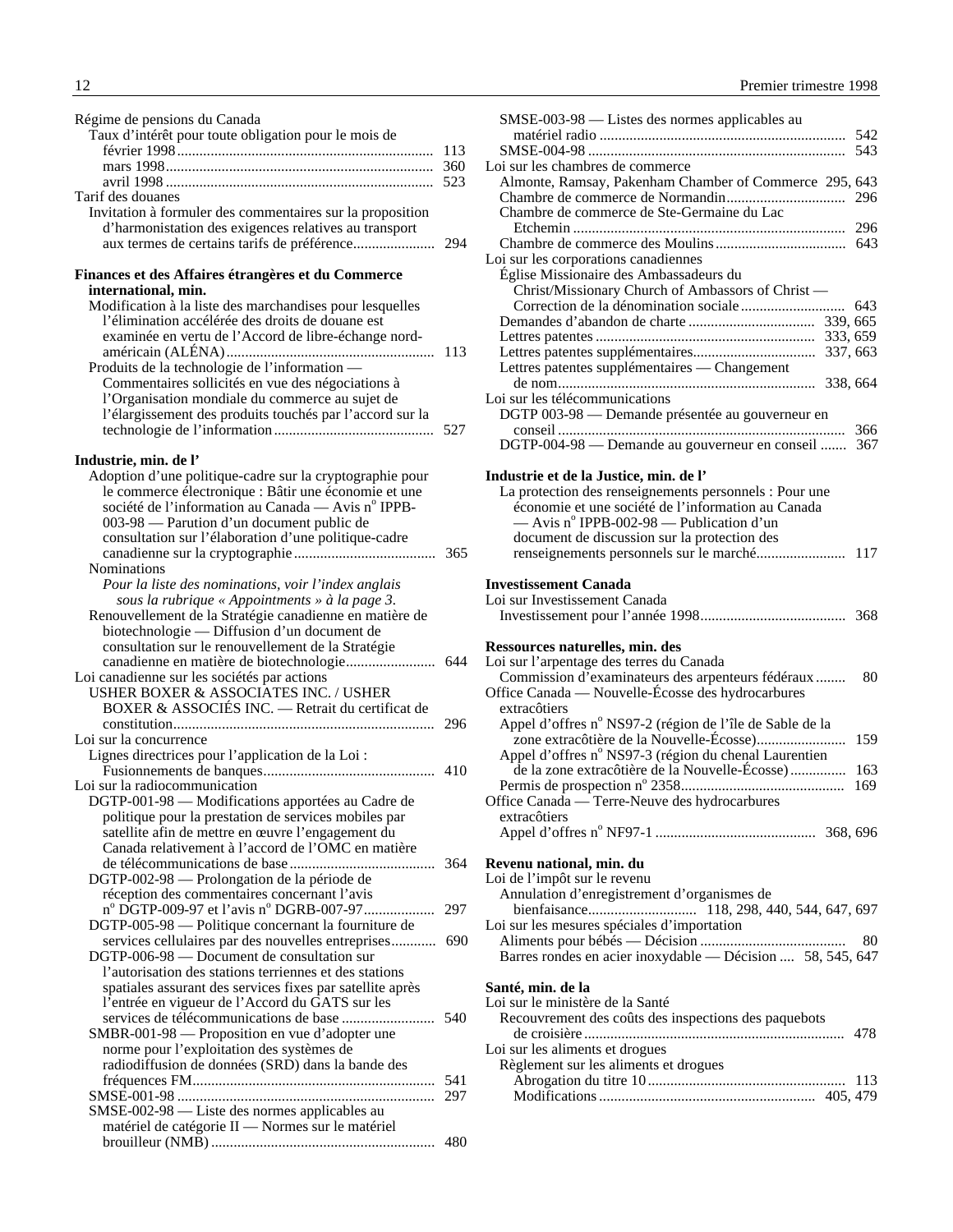Régime de pensions du Canada
- Taux d'intérêt pour toute obligation pour le mois de
  - février 1998 ... 113
  - mars 1998 ... 360
  - avril 1998 ... 523

Tarif des douanes
- Invitation à formuler des commentaires sur la proposition d'harmonisation des exigences relatives au transport aux termes de certains tarifs de préférence ... 294

**Finances et des Affaires étrangères et du Commerce international, min.**
- Modification à la liste des marchandises pour lesquelles l'élimination accélérée des droits de douane est examinée en vertu de l'Accord de libre-échange nord-américain (ALÉNA) ... 113
- Produits de la technologie de l'information — Commentaires sollicités en vue des négociations à l'Organisation mondiale du commerce au sujet de l'élargissement des produits touchés par l'accord sur la technologie de l'information ... 527

**Industrie, min. de l'**
- Adoption d'une politique-cadre sur la cryptographie pour le commerce électronique : Bâtir une économie et une société de l'information au Canada — Avis n[o] IPPB-003-98 — Parution d'un document public de consultation sur l'élaboration d'une politique-cadre canadienne sur la cryptographie ... 365
- Nominations
  - *Pour la liste des nominations, voir l'index anglais sous la rubrique « Appointments » à la page 3.*
- Renouvellement de la Stratégie canadienne en matière de biotechnologie — Diffusion d'un document de consultation sur le renouvellement de la Stratégie canadienne en matière de biotechnologie ... 644

Loi canadienne sur les sociétés par actions
- USHER BOXER & ASSOCIATES INC. / USHER BOXER & ASSOCIÉS INC. — Retrait du certificat de constitution ... 296

Loi sur la concurrence
- Lignes directrices pour l'application de la Loi : Fusionnements de banques ... 410

Loi sur la radiocommunication
- DGTP-001-98 — Modifications apportées au Cadre de politique pour la prestation de services mobiles par satellite afin de mettre en œuvre l'engagement du Canada relativement à l'accord de l'OMC en matière de télécommunications de base ... 364
- DGTP-002-98 — Prolongation de la période de réception des commentaires concernant l'avis n[o] DGTP-009-97 et l'avis n[o] DGRB-007-97 ... 297
- DGTP-005-98 — Politique concernant la fourniture de services cellulaires par des nouvelles entreprises ... 690
- DGTP-006-98 — Document de consultation sur l'autorisation des stations terriennes et des stations spatiales assurant des services fixes par satellite après l'entrée en vigueur de l'Accord du GATS sur les services de télécommunications de base ... 540
- SMBR-001-98 — Proposition en vue d'adopter une norme pour l'exploitation des systèmes de radiodiffusion de données (SRD) dans la bande des fréquences FM ... 541
- SMSE-001-98 ... 297
- SMSE-002-98 — Liste des normes applicables au matériel de catégorie II — Normes sur le matériel brouilleur (NMB) ... 480
- SMSE-003-98 — Listes des normes applicables au matériel radio ... 542
- SMSE-004-98 ... 543

Loi sur les chambres de commerce
- Almonte, Ramsay, Pakenham Chamber of Commerce 295, 643
- Chambre de commerce de Normandin ... 296
- Chambre de commerce de Ste-Germaine du Lac Etchemin ... 296
- Chambre de commerce des Moulins ... 643

Loi sur les corporations canadiennes
- Église Missionaire des Ambassadeurs du Christ/Missionary Church of Ambassors of Christ — Correction de la dénomination sociale ... 643
- Demandes d'abandon de charte ... 339, 665
- Lettres patentes ... 333, 659
- Lettres patentes supplémentaires ... 337, 663
- Lettres patentes supplémentaires — Changement de nom ... 338, 664

Loi sur les télécommunications
- DGTP 003-98 — Demande présentée au gouverneur en conseil ... 366
- DGTP-004-98 — Demande au gouverneur en conseil ... 367

**Industrie et de la Justice, min. de l'**
- La protection des renseignements personnels : Pour une économie et une société de l'information au Canada — Avis n[o] IPPB-002-98 — Publication d'un document de discussion sur la protection des renseignements personnels sur le marché ... 117

**Investissement Canada**

Loi sur Investissement Canada
- Investissement pour l'année 1998 ... 368

**Ressources naturelles, min. des**

Loi sur l'arpentage des terres du Canada
- Commission d'examinateurs des arpenteurs fédéraux ... 80

Office Canada — Nouvelle-Écosse des hydrocarbures extracôtiers
- Appel d'offres n[o] NS97-2 (région de l'île de Sable de la zone extracôtière de la Nouvelle-Écosse) ... 159
- Appel d'offres n[o] NS97-3 (région du chenal Laurentien de la zone extracôtière de la Nouvelle-Écosse) ... 163
- Permis de prospection n[o] 2358 ... 169

Office Canada — Terre-Neuve des hydrocarbures extracôtiers
- Appel d'offres n[o] NF97-1 ... 368, 696

**Revenu national, min. du**

Loi de l'impôt sur le revenu
- Annulation d'enregistrement d'organismes de bienfaisance ... 118, 298, 440, 544, 647, 697

Loi sur les mesures spéciales d'importation
- Aliments pour bébés — Décision ... 80
- Barres rondes en acier inoxydable — Décision ... 58, 545, 647

**Santé, min. de la**

Loi sur le ministère de la Santé
- Recouvrement des coûts des inspections des paquebots de croisière ... 478

Loi sur les aliments et drogues
- Règlement sur les aliments et drogues
  - Abrogation du titre 10 ... 113
  - Modifications ... 405, 479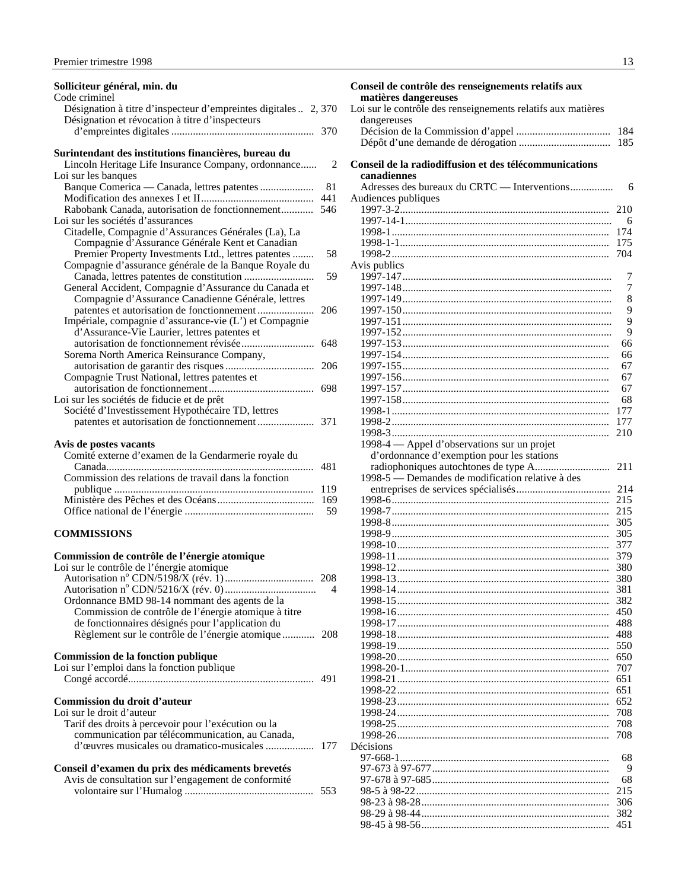**Solliciteur général, min. du**

Code criminel

- Désignation à titre d'inspecteur d'empreintes digitales .. 2, 370
- Désignation et révocation à titre d'inspecteurs d'empreintes digitales ..................................................... 370

**Surintendant des institutions financières, bureau du**

- Lincoln Heritage Life Insurance Company, ordonnance...... 2

Loi sur les banques

- Banque Comerica — Canada, lettres patentes .................... 81
- Modification des annexes I et II.......................................... 441
- Rabobank Canada, autorisation de fonctionnement............ 546

Loi sur les sociétés d'assurances

- Citadelle, Compagnie d'Assurances Générales (La), La Compagnie d'Assurance Générale Kent et Canadian Premier Property Investments Ltd., lettres patentes ........ 58
- Compagnie d'assurance générale de la Banque Royale du Canada, lettres patentes de constitution .......................... 59
- General Accident, Compagnie d'Assurance du Canada et Compagnie d'Assurance Canadienne Générale, lettres patentes et autorisation de fonctionnement ..................... 206
- Impériale, compagnie d'assurance-vie (L') et Compagnie d'Assurance-Vie Laurier, lettres patentes et autorisation de fonctionnement révisée........................... 648
- Sorema North America Reinsurance Company, autorisation de garantir des risques ................................. 206
- Compagnie Trust National, lettres patentes et autorisation de fonctionnement....................................... 698

Loi sur les sociétés de fiducie et de prêt

- Société d'Investissement Hypothécaire TD, lettres patentes et autorisation de fonctionnement ..................... 371

**Avis de postes vacants**

- Comité externe d'examen de la Gendarmerie royale du Canada............................................................................. 481
- Commission des relations de travail dans la fonction publique .......................................................................... 119
- Ministère des Pêches et des Océans.................................... 169
- Office national de l'énergie ................................................ 59

**COMMISSIONS**

**Commission de contrôle de l'énergie atomique**

Loi sur le contrôle de l'énergie atomique

- Autorisation n^o^ CDN/5198/X (rév. 1)................................ 208
- Autorisation n^o^ CDN/5216/X (rév. 0)................................. 4
- Ordonnance BMD 98-14 nommant des agents de la Commission de contrôle de l'énergie atomique à titre de fonctionnaires désignés pour l'application du Règlement sur le contrôle de l'énergie atomique ............ 208

**Commission de la fonction publique**

Loi sur l'emploi dans la fonction publique

- Congé accordé..................................................................... 491

**Commission du droit d'auteur**

Loi sur le droit d'auteur

- Tarif des droits à percevoir pour l'exécution ou la communication par télécommunication, au Canada, d'œuvres musicales ou dramatico-musicales .................. 177

**Conseil d'examen du prix des médicaments brevetés**

- Avis de consultation sur l'engagement de conformité volontaire sur l'Humalog ................................................ 553

**Conseil de contrôle des renseignements relatifs aux matières dangereuses**

Loi sur le contrôle des renseignements relatifs aux matières dangereuses

- Décision de la Commission d'appel .................................. 184
- Dépôt d'une demande de dérogation ................................. 185

**Conseil de la radiodiffusion et des télécommunications canadiennes**

- Adresses des bureaux du CRTC — Interventions................ 6

Audiences publiques

- 1997-3-2.............................................................................. 210
- 1997-14-1............................................................................ 6
- 1998-1................................................................................. 174
- 1998-1-1.............................................................................. 175
- 1998-2................................................................................. 704

Avis publics

- 1997-147............................................................................. 7
- 1997-148............................................................................. 7
- 1997-149............................................................................. 8
- 1997-150............................................................................. 9
- 1997-151............................................................................. 9
- 1997-152............................................................................. 9
- 1997-153............................................................................. 66
- 1997-154............................................................................. 66
- 1997-155............................................................................. 67
- 1997-156............................................................................. 67
- 1997-157............................................................................. 67
- 1997-158............................................................................. 68
- 1998-1................................................................................. 177
- 1998-2................................................................................. 177
- 1998-3................................................................................. 210
- 1998-4 — Appel d'observations sur un projet d'ordonnance d'exemption pour les stations radiophoniques autochtones de type A............................ 211
- 1998-5 — Demandes de modification relative à des entreprises de services spécialisés................................... 214
- 1998-6................................................................................. 215
- 1998-7................................................................................. 215
- 1998-8................................................................................. 305
- 1998-9................................................................................. 305
- 1998-10............................................................................... 377
- 1998-11............................................................................... 379
- 1998-12............................................................................... 380
- 1998-13............................................................................... 380
- 1998-14............................................................................... 381
- 1998-15............................................................................... 382
- 1998-16............................................................................... 450
- 1998-17............................................................................... 488
- 1998-18............................................................................... 488
- 1998-19............................................................................... 550
- 1998-20............................................................................... 650
- 1998-20-1............................................................................ 707
- 1998-21............................................................................... 651
- 1998-22............................................................................... 651
- 1998-23............................................................................... 652
- 1998-24............................................................................... 708
- 1998-25............................................................................... 708
- 1998-26............................................................................... 708

Décisions

- 97-668-1.............................................................................. 68
- 97-673 à 97-677.................................................................. 9
- 97-678 à 97-685.................................................................. 68
- 98-5 à 98-22........................................................................ 215
- 98-23 à 98-28...................................................................... 306
- 98-29 à 98-44...................................................................... 382
- 98-45 à 98-56...................................................................... 451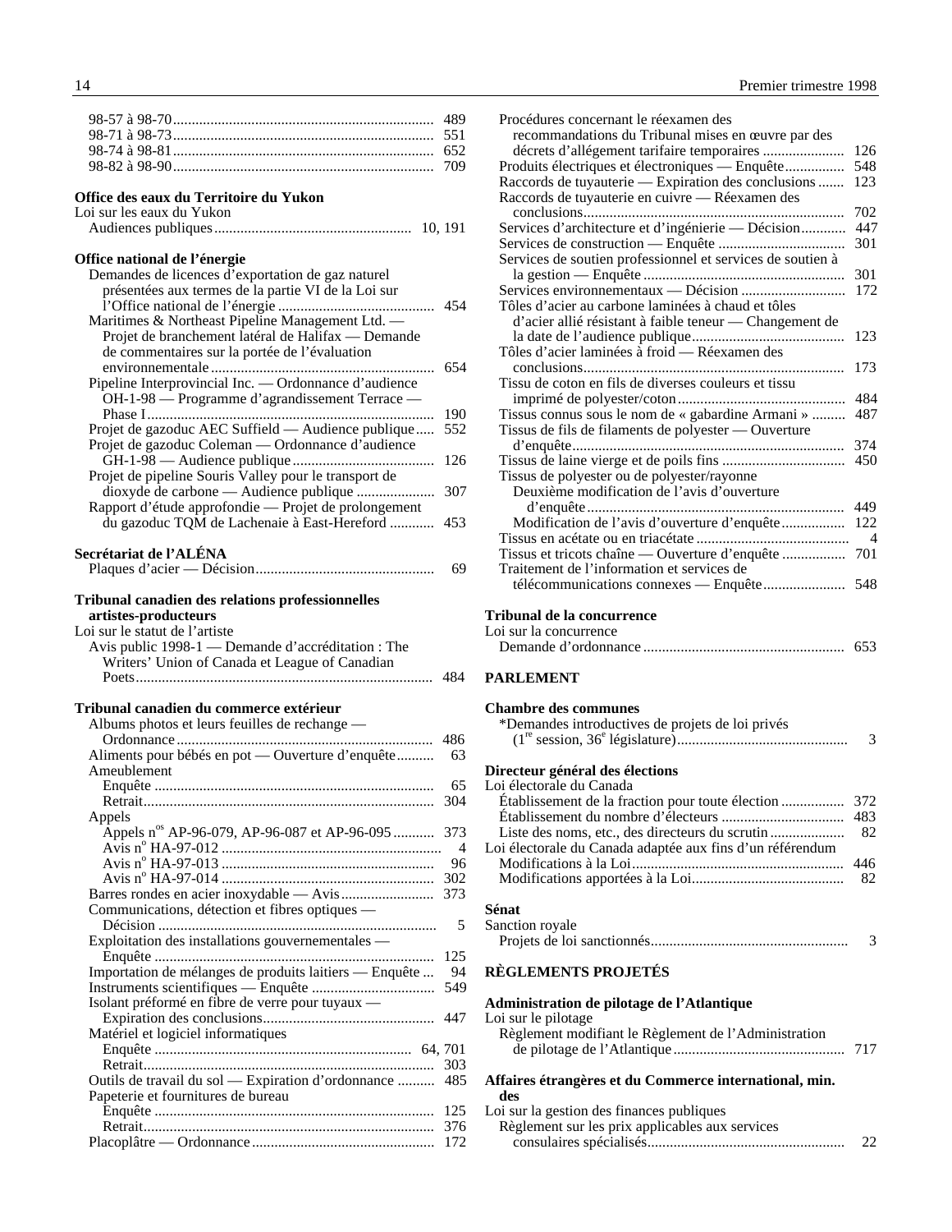98-57 à 98-70 ..... 489
98-71 à 98-73 ..... 551
98-74 à 98-81 ..... 652
98-82 à 98-90 ..... 709

**Office des eaux du Territoire du Yukon**
Loi sur les eaux du Yukon
Audiences publiques ..... 10, 191

**Office national de l'énergie**
Demandes de licences d'exportation de gaz naturel présentées aux termes de la partie VI de la Loi sur l'Office national de l'énergie ..... 454
Maritimes & Northeast Pipeline Management Ltd. — Projet de branchement latéral de Halifax — Demande de commentaires sur la portée de l'évaluation environnementale ..... 654
Pipeline Interprovincial Inc. — Ordonnance d'audience OH-1-98 — Programme d'agrandissement Terrace — Phase I ..... 190
Projet de gazoduc AEC Suffield — Audience publique ..... 552
Projet de gazoduc Coleman — Ordonnance d'audience GH-1-98 — Audience publique ..... 126
Projet de pipeline Souris Valley pour le transport de dioxyde de carbone — Audience publique ..... 307
Rapport d'étude approfondie — Projet de prolongement du gazoduc TQM de Lachenaie à East-Hereford ..... 453

**Secrétariat de l'ALÉNA**
Plaques d'acier — Décision ..... 69

**Tribunal canadien des relations professionnelles artistes-producteurs**
Loi sur le statut de l'artiste
Avis public 1998-1 — Demande d'accréditation : The Writers' Union of Canada et League of Canadian Poets ..... 484

**Tribunal canadien du commerce extérieur**
Albums photos et leurs feuilles de rechange — Ordonnance ..... 486
Aliments pour bébés en pot — Ouverture d'enquête ..... 63
Ameublement
Enquête ..... 65
Retrait ..... 304
Appels
Appels n[os] AP-96-079, AP-96-087 et AP-96-095 ..... 373
Avis n[o] HA-97-012 ..... 4
Avis n[o] HA-97-013 ..... 96
Avis n[o] HA-97-014 ..... 302
Barres rondes en acier inoxydable — Avis ..... 373
Communications, détection et fibres optiques — Décision ..... 5
Exploitation des installations gouvernementales — Enquête ..... 125
Importation de mélanges de produits laitiers — Enquête ..... 94
Instruments scientifiques — Enquête ..... 549
Isolant préformé en fibre de verre pour tuyaux — Expiration des conclusions ..... 447
Matériel et logiciel informatiques
Enquête ..... 64, 701
Retrait ..... 303
Outils de travail du sol — Expiration d'ordonnance ..... 485
Papeterie et fournitures de bureau
Enquête ..... 125
Retrait ..... 376
Placoplâtre — Ordonnance ..... 172
Procédures concernant le réexamen des recommandations du Tribunal mises en œuvre par des décrets d'allégement tarifaire temporaires ..... 126
Produits électriques et électroniques — Enquête ..... 548
Raccords de tuyauterie — Expiration des conclusions ..... 123
Raccords de tuyauterie en cuivre — Réexamen des conclusions ..... 702
Services d'architecture et d'ingénierie — Décision ..... 447
Services de construction — Enquête ..... 301
Services de soutien professionnel et services de soutien à la gestion — Enquête ..... 301
Services environnementaux — Décision ..... 172
Tôles d'acier au carbone laminées à chaud et tôles d'acier allié résistant à faible teneur — Changement de la date de l'audience publique ..... 123
Tôles d'acier laminées à froid — Réexamen des conclusions ..... 173
Tissu de coton en fils de diverses couleurs et tissu imprimé de polyester/coton ..... 484
Tissus connus sous le nom de « gabardine Armani » ..... 487
Tissus de fils de filaments de polyester — Ouverture d'enquête ..... 374
Tissus de laine vierge et de poils fins ..... 450
Tissus de polyester ou de polyester/rayonne
Deuxième modification de l'avis d'ouverture d'enquête ..... 449
Modification de l'avis d'ouverture d'enquête ..... 122
Tissus en acétate ou en triacétate ..... 4
Tissus et tricots chaîne — Ouverture d'enquête ..... 701
Traitement de l'information et services de télécommunications connexes — Enquête ..... 548

**Tribunal de la concurrence**
Loi sur la concurrence
Demande d'ordonnance ..... 653

## PARLEMENT

**Chambre des communes**
*Demandes introductives de projets de loi privés (1[re] session, 36[e] législature) ..... 3

**Directeur général des élections**
Loi électorale du Canada
Établissement de la fraction pour toute élection ..... 372
Établissement du nombre d'électeurs ..... 483
Liste des noms, etc., des directeurs du scrutin ..... 82
Loi électorale du Canada adaptée aux fins d'un référendum
Modifications à la Loi ..... 446
Modifications apportées à la Loi ..... 82

**Sénat**
Sanction royale
Projets de loi sanctionnés ..... 3

## RÈGLEMENTS PROJETÉS

**Administration de pilotage de l'Atlantique**
Loi sur le pilotage
Règlement modifiant le Règlement de l'Administration de pilotage de l'Atlantique ..... 717

**Affaires étrangères et du Commerce international, min. des**
Loi sur la gestion des finances publiques
Règlement sur les prix applicables aux services consulaires spécialisés ..... 22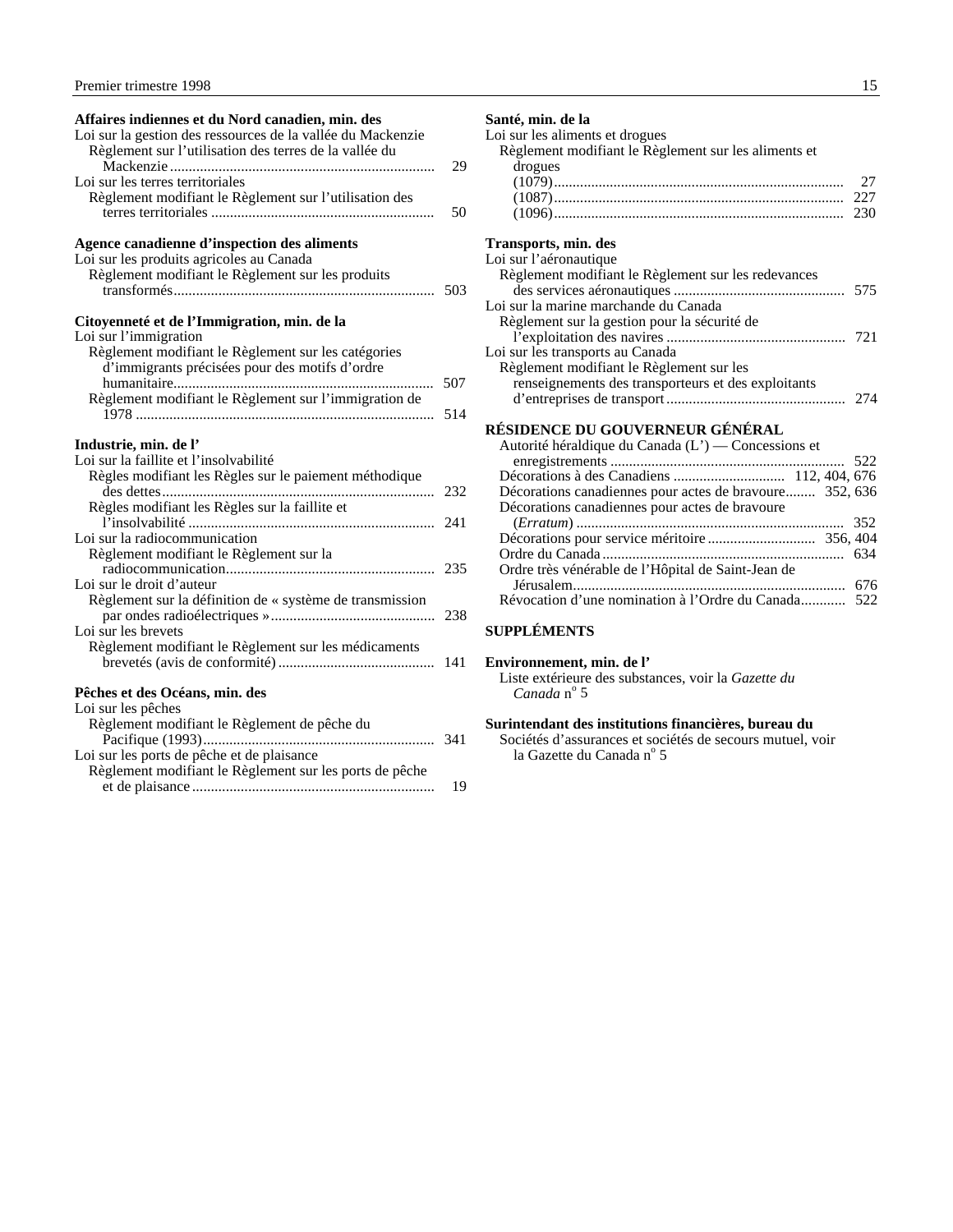**Affaires indiennes et du Nord canadien, min. des**

Loi sur la gestion des ressources de la vallée du Mackenzie

Règlement sur l'utilisation des terres de la vallée du Mackenzie ....... 29

Loi sur les terres territoriales

Règlement modifiant le Règlement sur l'utilisation des terres territoriales ....... 50

**Agence canadienne d'inspection des aliments**

Loi sur les produits agricoles au Canada

Règlement modifiant le Règlement sur les produits transformés....... 503

**Citoyenneté et de l'Immigration, min. de la**

Loi sur l'immigration

Règlement modifiant le Règlement sur les catégories d'immigrants précisées pour des motifs d'ordre humanitaire....... 507

Règlement modifiant le Règlement sur l'immigration de 1978 ....... 514

**Industrie, min. de l'**

Loi sur la faillite et l'insolvabilité

Règles modifiant les Règles sur le paiement méthodique des dettes....... 232

Règles modifiant les Règles sur la faillite et l'insolvabilité ....... 241

Loi sur la radiocommunication

Règlement modifiant le Règlement sur la radiocommunication....... 235

Loi sur le droit d'auteur

Règlement sur la définition de « système de transmission par ondes radioélectriques »....... 238

Loi sur les brevets

Règlement modifiant le Règlement sur les médicaments brevetés (avis de conformité)....... 141

**Pêches et des Océans, min. des**

Loi sur les pêches

Règlement modifiant le Règlement de pêche du Pacifique (1993)....... 341

Loi sur les ports de pêche et de plaisance

Règlement modifiant le Règlement sur les ports de pêche et de plaisance....... 19

**Santé, min. de la**

Loi sur les aliments et drogues

Règlement modifiant le Règlement sur les aliments et drogues

(1079)....... 27

(1087)....... 227

(1096)....... 230

**Transports, min. des**

Loi sur l'aéronautique

Règlement modifiant le Règlement sur les redevances des services aéronautiques ....... 575

Loi sur la marine marchande du Canada

Règlement sur la gestion pour la sécurité de l'exploitation des navires ....... 721

Loi sur les transports au Canada

Règlement modifiant le Règlement sur les renseignements des transporteurs et des exploitants d'entreprises de transport....... 274

**RÉSIDENCE DU GOUVERNEUR GÉNÉRAL**

Autorité héraldique du Canada (L') — Concessions et enregistrements ....... 522

Décorations à des Canadiens ....... 112, 404, 676

Décorations canadiennes pour actes de bravoure....... 352, 636

Décorations canadiennes pour actes de bravoure (*Erratum*) ....... 352

Décorations pour service méritoire ....... 356, 404

Ordre du Canada....... 634

Ordre très vénérable de l'Hôpital de Saint-Jean de Jérusalem....... 676

Révocation d'une nomination à l'Ordre du Canada....... 522

**SUPPLÉMENTS**

**Environnement, min. de l'**

Liste extérieure des substances, voir la *Gazette du Canada* n° 5

**Surintendant des institutions financières, bureau du**

Sociétés d'assurances et sociétés de secours mutuel, voir la Gazette du Canada n° 5